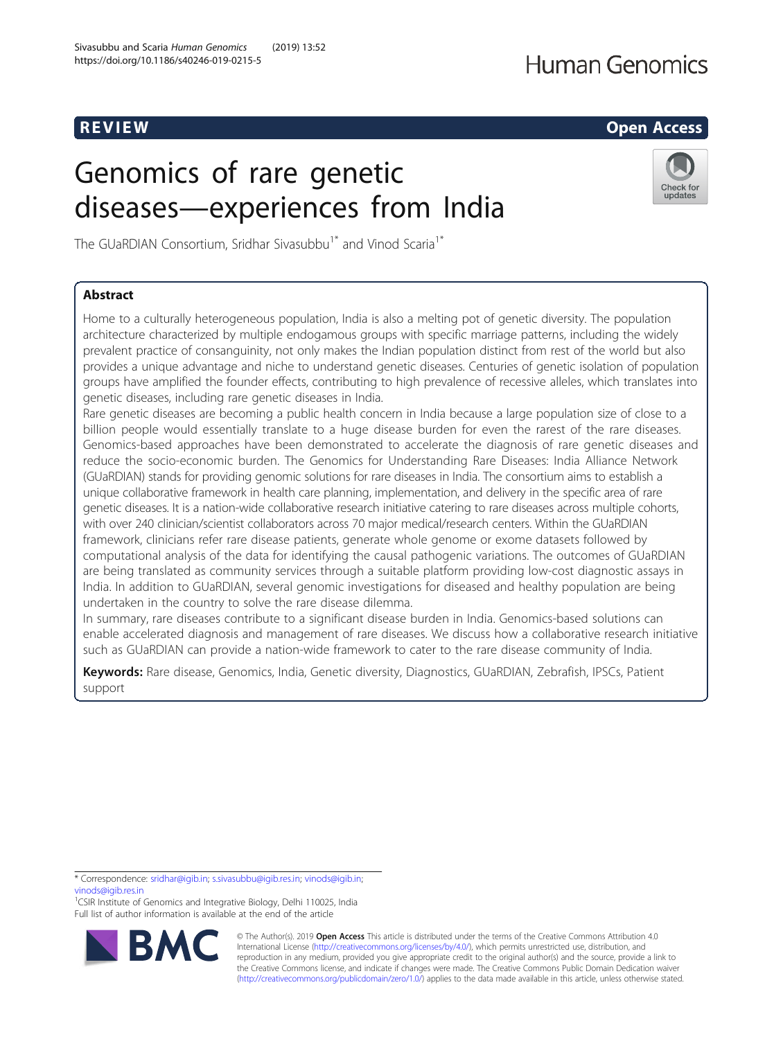REVIEW

Open Access

# Genomics of rare genetic diseases—experiences from India

The GUaRDIAN Consortium, Sridhar Sivasubbu[1*] and Vinod Scaria[1*]

## Abstract

Home to a culturally heterogeneous population, India is also a melting pot of genetic diversity. The population architecture characterized by multiple endogamous groups with specific marriage patterns, including the widely prevalent practice of consanguinity, not only makes the Indian population distinct from rest of the world but also provides a unique advantage and niche to understand genetic diseases. Centuries of genetic isolation of population groups have amplified the founder effects, contributing to high prevalence of recessive alleles, which translates into genetic diseases, including rare genetic diseases in India.

Rare genetic diseases are becoming a public health concern in India because a large population size of close to a billion people would essentially translate to a huge disease burden for even the rarest of the rare diseases. Genomics-based approaches have been demonstrated to accelerate the diagnosis of rare genetic diseases and reduce the socio-economic burden. The Genomics for Understanding Rare Diseases: India Alliance Network (GUaRDIAN) stands for providing genomic solutions for rare diseases in India. The consortium aims to establish a unique collaborative framework in health care planning, implementation, and delivery in the specific area of rare genetic diseases. It is a nation-wide collaborative research initiative catering to rare diseases across multiple cohorts, with over 240 clinician/scientist collaborators across 70 major medical/research centers. Within the GUaRDIAN framework, clinicians refer rare disease patients, generate whole genome or exome datasets followed by computational analysis of the data for identifying the causal pathogenic variations. The outcomes of GUaRDIAN are being translated as community services through a suitable platform providing low-cost diagnostic assays in India. In addition to GUaRDIAN, several genomic investigations for diseased and healthy population are being undertaken in the country to solve the rare disease dilemma.

In summary, rare diseases contribute to a significant disease burden in India. Genomics-based solutions can enable accelerated diagnosis and management of rare diseases. We discuss how a collaborative research initiative such as GUaRDIAN can provide a nation-wide framework to cater to the rare disease community of India.

**Keywords:** Rare disease, Genomics, India, Genetic diversity, Diagnostics, GUaRDIAN, Zebrafish, IPSCs, Patient support

---

\* Correspondence: sridhar@igib.in; s.sivasubbu@igib.res.in; vinods@igib.in; vinods@igib.res.in

[1]CSIR Institute of Genomics and Integrative Biology, Delhi 110025, India

Full list of author information is available at the end of the article

© The Author(s). 2019 **Open Access** This article is distributed under the terms of the Creative Commons Attribution 4.0 International License (http://creativecommons.org/licenses/by/4.0/), which permits unrestricted use, distribution, and reproduction in any medium, provided you give appropriate credit to the original author(s) and the source, provide a link to the Creative Commons license, and indicate if changes were made. The Creative Commons Public Domain Dedication waiver (http://creativecommons.org/publicdomain/zero/1.0/) applies to the data made available in this article, unless otherwise stated.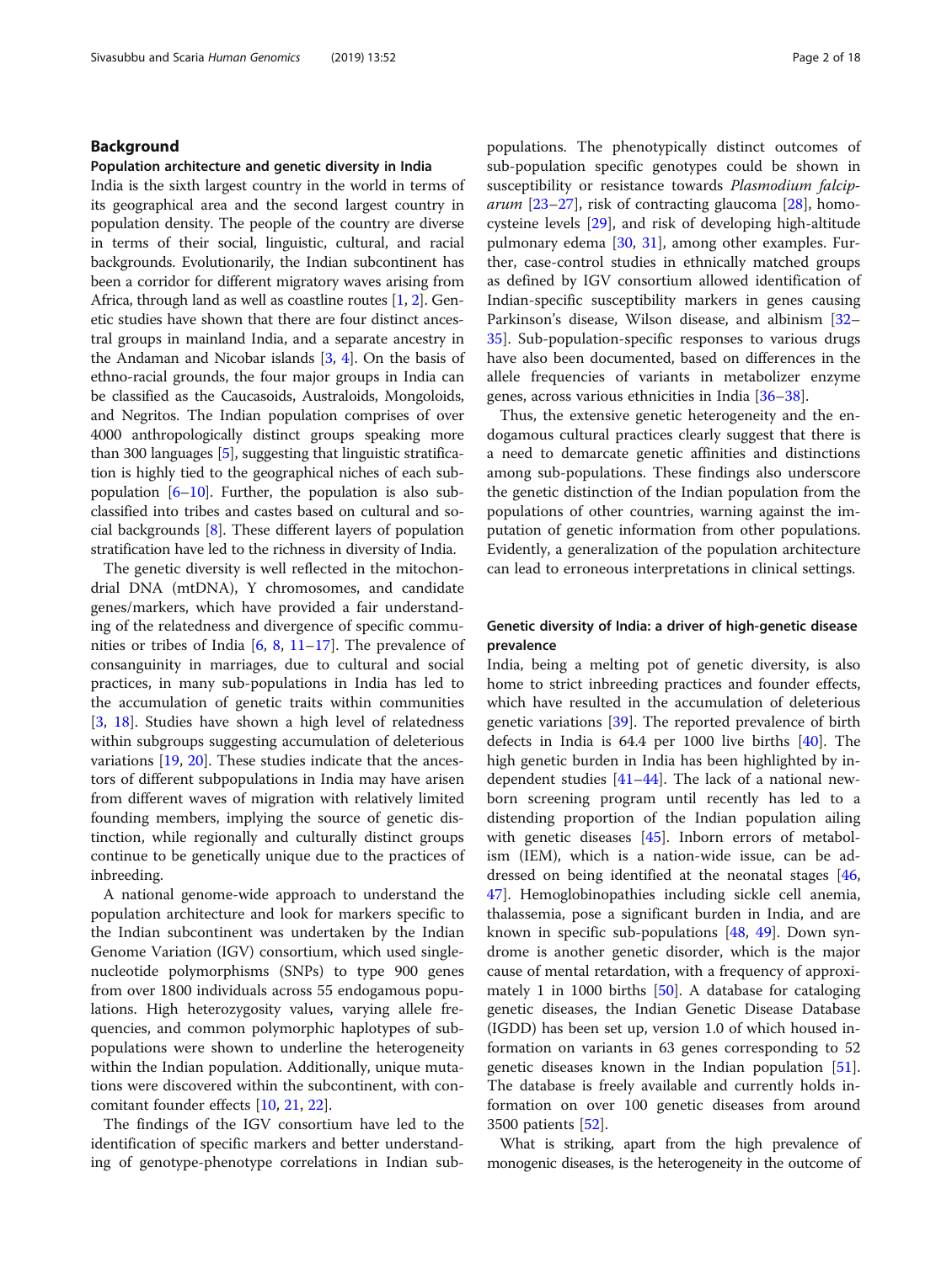## Background

### Population architecture and genetic diversity in India

India is the sixth largest country in the world in terms of its geographical area and the second largest country in population density. The people of the country are diverse in terms of their social, linguistic, cultural, and racial backgrounds. Evolutionarily, the Indian subcontinent has been a corridor for different migratory waves arising from Africa, through land as well as coastline routes [1, 2]. Genetic studies have shown that there are four distinct ancestral groups in mainland India, and a separate ancestry in the Andaman and Nicobar islands [3, 4]. On the basis of ethno-racial grounds, the four major groups in India can be classified as the Caucasoids, Australoids, Mongoloids, and Negritos. The Indian population comprises of over 4000 anthropologically distinct groups speaking more than 300 languages [5], suggesting that linguistic stratification is highly tied to the geographical niches of each sub-population [6–10]. Further, the population is also sub-classified into tribes and castes based on cultural and social backgrounds [8]. These different layers of population stratification have led to the richness in diversity of India.

The genetic diversity is well reflected in the mitochondrial DNA (mtDNA), Y chromosomes, and candidate genes/markers, which have provided a fair understanding of the relatedness and divergence of specific communities or tribes of India [6, 8, 11–17]. The prevalence of consanguinity in marriages, due to cultural and social practices, in many sub-populations in India has led to the accumulation of genetic traits within communities [3, 18]. Studies have shown a high level of relatedness within subgroups suggesting accumulation of deleterious variations [19, 20]. These studies indicate that the ancestors of different subpopulations in India may have arisen from different waves of migration with relatively limited founding members, implying the source of genetic distinction, while regionally and culturally distinct groups continue to be genetically unique due to the practices of inbreeding.

A national genome-wide approach to understand the population architecture and look for markers specific to the Indian subcontinent was undertaken by the Indian Genome Variation (IGV) consortium, which used single-nucleotide polymorphisms (SNPs) to type 900 genes from over 1800 individuals across 55 endogamous populations. High heterozygosity values, varying allele frequencies, and common polymorphic haplotypes of sub-populations were shown to underline the heterogeneity within the Indian population. Additionally, unique mutations were discovered within the subcontinent, with concomitant founder effects [10, 21, 22].

The findings of the IGV consortium have led to the identification of specific markers and better understanding of genotype-phenotype correlations in Indian sub-populations. The phenotypically distinct outcomes of sub-population specific genotypes could be shown in susceptibility or resistance towards *Plasmodium falciparum* [23–27], risk of contracting glaucoma [28], homocysteine levels [29], and risk of developing high-altitude pulmonary edema [30, 31], among other examples. Further, case-control studies in ethnically matched groups as defined by IGV consortium allowed identification of Indian-specific susceptibility markers in genes causing Parkinson's disease, Wilson disease, and albinism [32–35]. Sub-population-specific responses to various drugs have also been documented, based on differences in the allele frequencies of variants in metabolizer enzyme genes, across various ethnicities in India [36–38].

Thus, the extensive genetic heterogeneity and the endogamous cultural practices clearly suggest that there is a need to demarcate genetic affinities and distinctions among sub-populations. These findings also underscore the genetic distinction of the Indian population from the populations of other countries, warning against the imputation of genetic information from other populations. Evidently, a generalization of the population architecture can lead to erroneous interpretations in clinical settings.

### Genetic diversity of India: a driver of high-genetic disease prevalence

India, being a melting pot of genetic diversity, is also home to strict inbreeding practices and founder effects, which have resulted in the accumulation of deleterious genetic variations [39]. The reported prevalence of birth defects in India is 64.4 per 1000 live births [40]. The high genetic burden in India has been highlighted by independent studies [41–44]. The lack of a national newborn screening program until recently has led to a distending proportion of the Indian population ailing with genetic diseases [45]. Inborn errors of metabolism (IEM), which is a nation-wide issue, can be addressed on being identified at the neonatal stages [46, 47]. Hemoglobinopathies including sickle cell anemia, thalassemia, pose a significant burden in India, and are known in specific sub-populations [48, 49]. Down syndrome is another genetic disorder, which is the major cause of mental retardation, with a frequency of approximately 1 in 1000 births [50]. A database for cataloging genetic diseases, the Indian Genetic Disease Database (IGDD) has been set up, version 1.0 of which housed information on variants in 63 genes corresponding to 52 genetic diseases known in the Indian population [51]. The database is freely available and currently holds information on over 100 genetic diseases from around 3500 patients [52].

What is striking, apart from the high prevalence of monogenic diseases, is the heterogeneity in the outcome of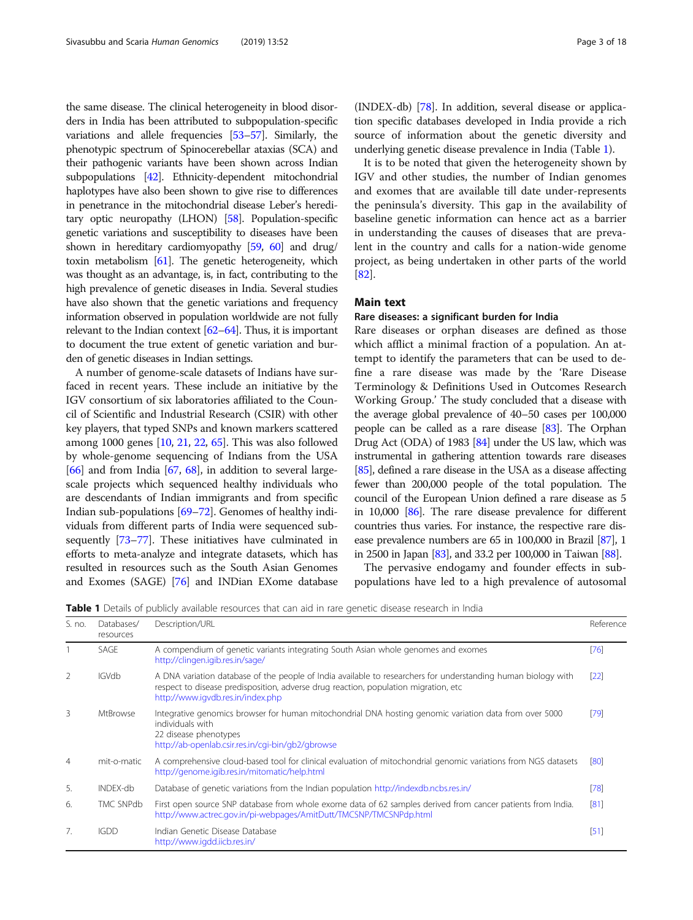the same disease. The clinical heterogeneity in blood disorders in India has been attributed to subpopulation-specific variations and allele frequencies [53–57]. Similarly, the phenotypic spectrum of Spinocerebellar ataxias (SCA) and their pathogenic variants have been shown across Indian subpopulations [42]. Ethnicity-dependent mitochondrial haplotypes have also been shown to give rise to differences in penetrance in the mitochondrial disease Leber's hereditary optic neuropathy (LHON) [58]. Population-specific genetic variations and susceptibility to diseases have been shown in hereditary cardiomyopathy [59, 60] and drug/toxin metabolism [61]. The genetic heterogeneity, which was thought as an advantage, is, in fact, contributing to the high prevalence of genetic diseases in India. Several studies have also shown that the genetic variations and frequency information observed in population worldwide are not fully relevant to the Indian context [62–64]. Thus, it is important to document the true extent of genetic variation and burden of genetic diseases in Indian settings.

A number of genome-scale datasets of Indians have surfaced in recent years. These include an initiative by the IGV consortium of six laboratories affiliated to the Council of Scientific and Industrial Research (CSIR) with other key players, that typed SNPs and known markers scattered among 1000 genes [10, 21, 22, 65]. This was also followed by whole-genome sequencing of Indians from the USA [66] and from India [67, 68], in addition to several large-scale projects which sequenced healthy individuals who are descendants of Indian immigrants and from specific Indian sub-populations [69–72]. Genomes of healthy individuals from different parts of India were sequenced subsequently [73–77]. These initiatives have culminated in efforts to meta-analyze and integrate datasets, which has resulted in resources such as the South Asian Genomes and Exomes (SAGE) [76] and INDian EXome database (INDEX-db) [78]. In addition, several disease or application specific databases developed in India provide a rich source of information about the genetic diversity and underlying genetic disease prevalence in India (Table 1).

It is to be noted that given the heterogeneity shown by IGV and other studies, the number of Indian genomes and exomes that are available till date under-represents the peninsula's diversity. This gap in the availability of baseline genetic information can hence act as a barrier in understanding the causes of diseases that are prevalent in the country and calls for a nation-wide genome project, as being undertaken in other parts of the world [82].

## Main text

### Rare diseases: a significant burden for India

Rare diseases or orphan diseases are defined as those which afflict a minimal fraction of a population. An attempt to identify the parameters that can be used to define a rare disease was made by the 'Rare Disease Terminology & Definitions Used in Outcomes Research Working Group.' The study concluded that a disease with the average global prevalence of 40–50 cases per 100,000 people can be called as a rare disease [83]. The Orphan Drug Act (ODA) of 1983 [84] under the US law, which was instrumental in gathering attention towards rare diseases [85], defined a rare disease in the USA as a disease affecting fewer than 200,000 people of the total population. The council of the European Union defined a rare disease as 5 in 10,000 [86]. The rare disease prevalence for different countries thus varies. For instance, the respective rare disease prevalence numbers are 65 in 100,000 in Brazil [87], 1 in 2500 in Japan [83], and 33.2 per 100,000 in Taiwan [88].

The pervasive endogamy and founder effects in subpopulations have led to a high prevalence of autosomal

**Table 1** Details of publicly available resources that can aid in rare genetic disease research in India

| S. no. | Databases/ resources | Description/URL | Reference |
|---|---|---|---|
| 1 | SAGE | A compendium of genetic variants integrating South Asian whole genomes and exomes http://clingen.igib.res.in/sage/ | [76] |
| 2 | IGVdb | A DNA variation database of the people of India available to researchers for understanding human biology with respect to disease predisposition, adverse drug reaction, population migration, etc http://www.igvdb.res.in/index.php | [22] |
| 3 | MtBrowse | Integrative genomics browser for human mitochondrial DNA hosting genomic variation data from over 5000 individuals with 22 disease phenotypes http://ab-openlab.csir.res.in/cgi-bin/gb2/gbrowse | [79] |
| 4 | mit-o-matic | A comprehensive cloud-based tool for clinical evaluation of mitochondrial genomic variations from NGS datasets http://genome.igib.res.in/mitomatic/help.html | [80] |
| 5. | INDEX-db | Database of genetic variations from the Indian population http://indexdb.ncbs.res.in/ | [78] |
| 6. | TMC SNPdb | First open source SNP database from whole exome data of 62 samples derived from cancer patients from India. http://www.actrec.gov.in/pi-webpages/AmitDutt/TMCSNP/TMCSNPdp.html | [81] |
| 7. | IGDD | Indian Genetic Disease Database http://www.igdd.iicb.res.in/ | [51] |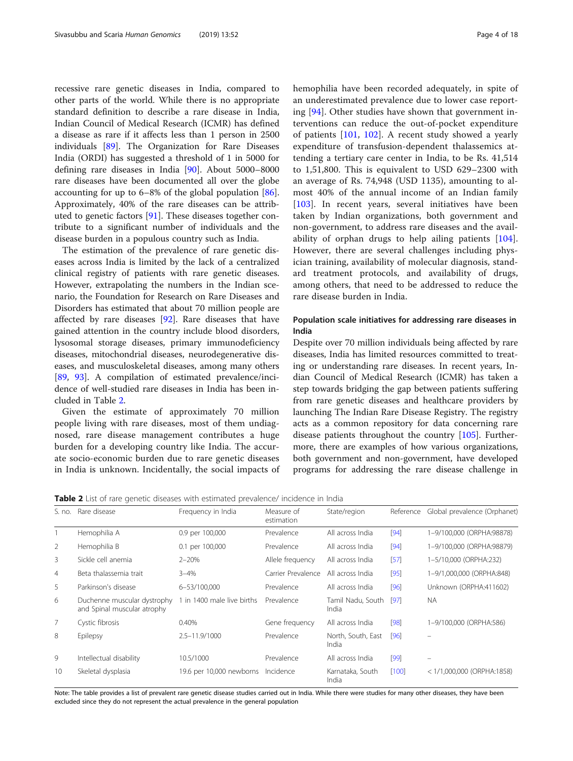recessive rare genetic diseases in India, compared to other parts of the world. While there is no appropriate standard definition to describe a rare disease in India, Indian Council of Medical Research (ICMR) has defined a disease as rare if it affects less than 1 person in 2500 individuals [89]. The Organization for Rare Diseases India (ORDI) has suggested a threshold of 1 in 5000 for defining rare diseases in India [90]. About 5000–8000 rare diseases have been documented all over the globe accounting for up to 6–8% of the global population [86]. Approximately, 40% of the rare diseases can be attributed to genetic factors [91]. These diseases together contribute to a significant number of individuals and the disease burden in a populous country such as India.

The estimation of the prevalence of rare genetic diseases across India is limited by the lack of a centralized clinical registry of patients with rare genetic diseases. However, extrapolating the numbers in the Indian scenario, the Foundation for Research on Rare Diseases and Disorders has estimated that about 70 million people are affected by rare diseases [92]. Rare diseases that have gained attention in the country include blood disorders, lysosomal storage diseases, primary immunodeficiency diseases, mitochondrial diseases, neurodegenerative diseases, and musculoskeletal diseases, among many others [89, 93]. A compilation of estimated prevalence/incidence of well-studied rare diseases in India has been included in Table 2.

Given the estimate of approximately 70 million people living with rare diseases, most of them undiagnosed, rare disease management contributes a huge burden for a developing country like India. The accurate socio-economic burden due to rare genetic diseases in India is unknown. Incidentally, the social impacts of hemophilia have been recorded adequately, in spite of an underestimated prevalence due to lower case reporting [94]. Other studies have shown that government interventions can reduce the out-of-pocket expenditure of patients [101, 102]. A recent study showed a yearly expenditure of transfusion-dependent thalassemics attending a tertiary care center in India, to be Rs. 41,514 to 1,51,800. This is equivalent to USD 629–2300 with an average of Rs. 74,948 (USD 1135), amounting to almost 40% of the annual income of an Indian family [103]. In recent years, several initiatives have been taken by Indian organizations, both government and non-government, to address rare diseases and the availability of orphan drugs to help ailing patients [104]. However, there are several challenges including physician training, availability of molecular diagnosis, standard treatment protocols, and availability of drugs, among others, that need to be addressed to reduce the rare disease burden in India.

## Population scale initiatives for addressing rare diseases in India

Despite over 70 million individuals being affected by rare diseases, India has limited resources committed to treating or understanding rare diseases. In recent years, Indian Council of Medical Research (ICMR) has taken a step towards bridging the gap between patients suffering from rare genetic diseases and healthcare providers by launching The Indian Rare Disease Registry. The registry acts as a common repository for data concerning rare disease patients throughout the country [105]. Furthermore, there are examples of how various organizations, both government and non-government, have developed programs for addressing the rare disease challenge in

**Table 2** List of rare genetic diseases with estimated prevalence/ incidence in India

| S. no. | Rare disease | Frequency in India | Measure of estimation | State/region | Reference | Global prevalence (Orphanet) |
|---|---|---|---|---|---|---|
| 1 | Hemophilia A | 0.9 per 100,000 | Prevalence | All across India | [94] | 1–9/100,000 (ORPHA:98878) |
| 2 | Hemophilia B | 0.1 per 100,000 | Prevalence | All across India | [94] | 1–9/100,000 (ORPHA:98879) |
| 3 | Sickle cell anemia | 2–20% | Allele frequency | All across India | [57] | 1–5/10,000 (ORPHA:232) |
| 4 | Beta thalassemia trait | 3–4% | Carrier Prevalence | All across India | [95] | 1–9/1,000,000 (ORPHA:848) |
| 5 | Parkinson's disease | 6–53/100,000 | Prevalence | All across India | [96] | Unknown (ORPHA:411602) |
| 6 | Duchenne muscular dystrophy and Spinal muscular atrophy | 1 in 1400 male live births | Prevalence | Tamil Nadu, South India | [97] | NA |
| 7 | Cystic fibrosis | 0.40% | Gene frequency | All across India | [98] | 1–9/100,000 (ORPHA:586) |
| 8 | Epilepsy | 2.5–11.9/1000 | Prevalence | North, South, East India | [96] | – |
| 9 | Intellectual disability | 10.5/1000 | Prevalence | All across India | [99] | – |
| 10 | Skeletal dysplasia | 19.6 per 10,000 newborns | Incidence | Karnataka, South India | [100] | < 1/1,000,000 (ORPHA:1858) |

Note: The table provides a list of prevalent rare genetic disease studies carried out in India. While there were studies for many other diseases, they have been excluded since they do not represent the actual prevalence in the general population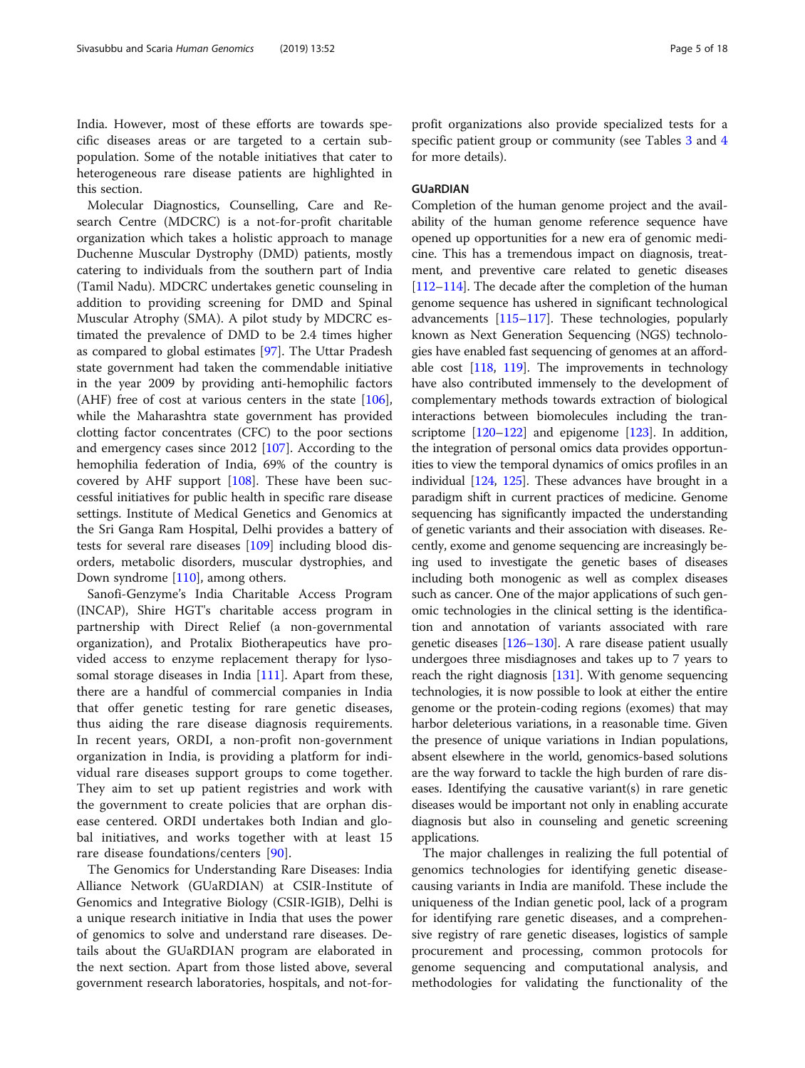India. However, most of these efforts are towards specific diseases areas or are targeted to a certain subpopulation. Some of the notable initiatives that cater to heterogeneous rare disease patients are highlighted in this section.

Molecular Diagnostics, Counselling, Care and Research Centre (MDCRC) is a not-for-profit charitable organization which takes a holistic approach to manage Duchenne Muscular Dystrophy (DMD) patients, mostly catering to individuals from the southern part of India (Tamil Nadu). MDCRC undertakes genetic counseling in addition to providing screening for DMD and Spinal Muscular Atrophy (SMA). A pilot study by MDCRC estimated the prevalence of DMD to be 2.4 times higher as compared to global estimates [97]. The Uttar Pradesh state government had taken the commendable initiative in the year 2009 by providing anti-hemophilic factors (AHF) free of cost at various centers in the state [106], while the Maharashtra state government has provided clotting factor concentrates (CFC) to the poor sections and emergency cases since 2012 [107]. According to the hemophilia federation of India, 69% of the country is covered by AHF support [108]. These have been successful initiatives for public health in specific rare disease settings. Institute of Medical Genetics and Genomics at the Sri Ganga Ram Hospital, Delhi provides a battery of tests for several rare diseases [109] including blood disorders, metabolic disorders, muscular dystrophies, and Down syndrome [110], among others.

Sanofi-Genzyme's India Charitable Access Program (INCAP), Shire HGT's charitable access program in partnership with Direct Relief (a non-governmental organization), and Protalix Biotherapeutics have provided access to enzyme replacement therapy for lysosomal storage diseases in India [111]. Apart from these, there are a handful of commercial companies in India that offer genetic testing for rare genetic diseases, thus aiding the rare disease diagnosis requirements. In recent years, ORDI, a non-profit non-government organization in India, is providing a platform for individual rare diseases support groups to come together. They aim to set up patient registries and work with the government to create policies that are orphan disease centered. ORDI undertakes both Indian and global initiatives, and works together with at least 15 rare disease foundations/centers [90].

The Genomics for Understanding Rare Diseases: India Alliance Network (GUaRDIAN) at CSIR-Institute of Genomics and Integrative Biology (CSIR-IGIB), Delhi is a unique research initiative in India that uses the power of genomics to solve and understand rare diseases. Details about the GUaRDIAN program are elaborated in the next section. Apart from those listed above, several government research laboratories, hospitals, and not-for-profit organizations also provide specialized tests for a specific patient group or community (see Tables 3 and 4 for more details).

## GUaRDIAN

Completion of the human genome project and the availability of the human genome reference sequence have opened up opportunities for a new era of genomic medicine. This has a tremendous impact on diagnosis, treatment, and preventive care related to genetic diseases [112–114]. The decade after the completion of the human genome sequence has ushered in significant technological advancements [115–117]. These technologies, popularly known as Next Generation Sequencing (NGS) technologies have enabled fast sequencing of genomes at an affordable cost [118, 119]. The improvements in technology have also contributed immensely to the development of complementary methods towards extraction of biological interactions between biomolecules including the transcriptome [120–122] and epigenome [123]. In addition, the integration of personal omics data provides opportunities to view the temporal dynamics of omics profiles in an individual [124, 125]. These advances have brought in a paradigm shift in current practices of medicine. Genome sequencing has significantly impacted the understanding of genetic variants and their association with diseases. Recently, exome and genome sequencing are increasingly being used to investigate the genetic bases of diseases including both monogenic as well as complex diseases such as cancer. One of the major applications of such genomic technologies in the clinical setting is the identification and annotation of variants associated with rare genetic diseases [126–130]. A rare disease patient usually undergoes three misdiagnoses and takes up to 7 years to reach the right diagnosis [131]. With genome sequencing technologies, it is now possible to look at either the entire genome or the protein-coding regions (exomes) that may harbor deleterious variations, in a reasonable time. Given the presence of unique variations in Indian populations, absent elsewhere in the world, genomics-based solutions are the way forward to tackle the high burden of rare diseases. Identifying the causative variant(s) in rare genetic diseases would be important not only in enabling accurate diagnosis but also in counseling and genetic screening applications.

The major challenges in realizing the full potential of genomics technologies for identifying genetic disease-causing variants in India are manifold. These include the uniqueness of the Indian genetic pool, lack of a program for identifying rare genetic diseases, and a comprehensive registry of rare genetic diseases, logistics of sample procurement and processing, common protocols for genome sequencing and computational analysis, and methodologies for validating the functionality of the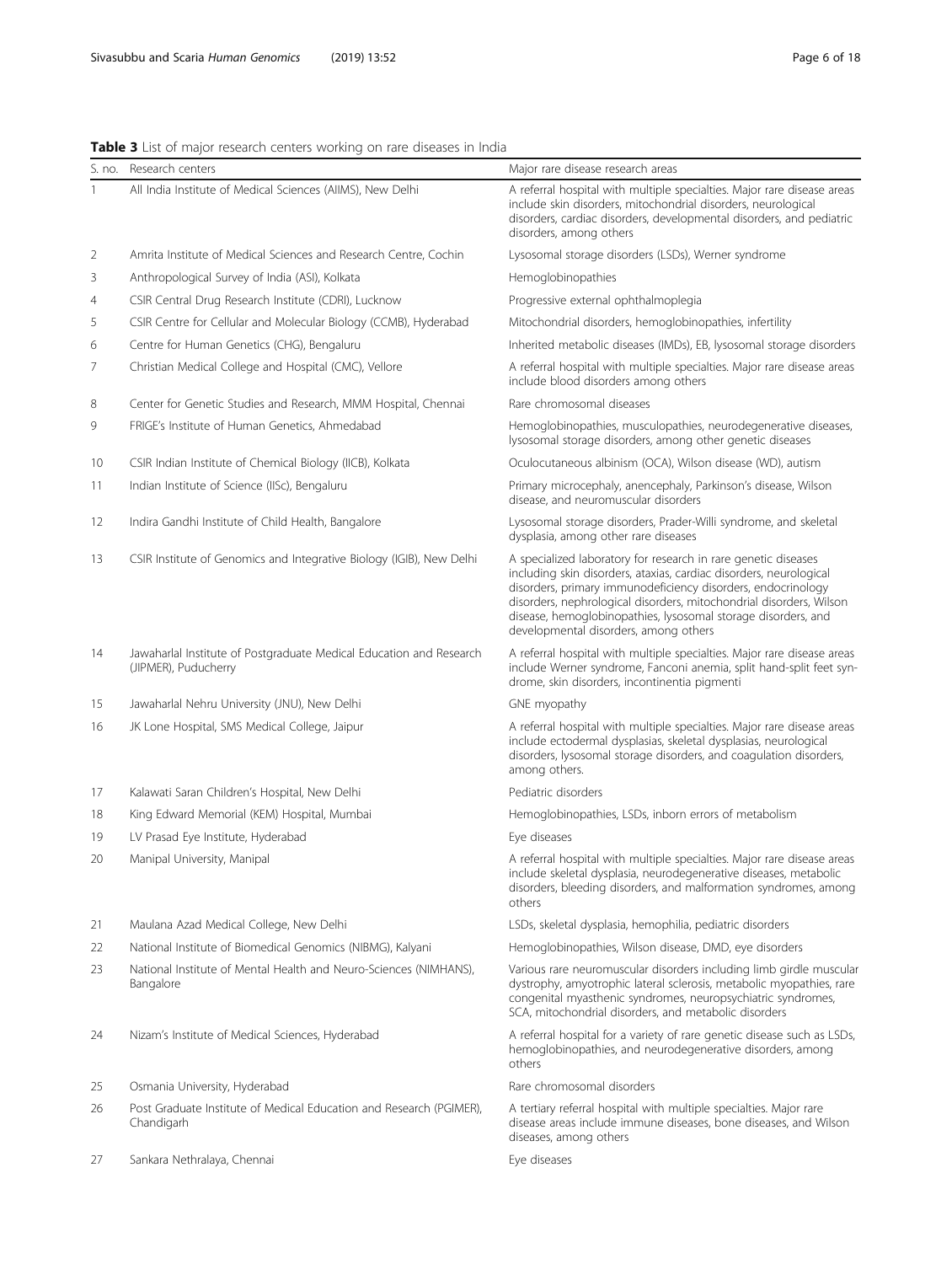**Table 3** List of major research centers working on rare diseases in India

| S. no. | Research centers | Major rare disease research areas |
|---|---|---|
| 1 | All India Institute of Medical Sciences (AIIMS), New Delhi | A referral hospital with multiple specialties. Major rare disease areas include skin disorders, mitochondrial disorders, neurological disorders, cardiac disorders, developmental disorders, and pediatric disorders, among others |
| 2 | Amrita Institute of Medical Sciences and Research Centre, Cochin | Lysosomal storage disorders (LSDs), Werner syndrome |
| 3 | Anthropological Survey of India (ASI), Kolkata | Hemoglobinopathies |
| 4 | CSIR Central Drug Research Institute (CDRI), Lucknow | Progressive external ophthalmoplegia |
| 5 | CSIR Centre for Cellular and Molecular Biology (CCMB), Hyderabad | Mitochondrial disorders, hemoglobinopathies, infertility |
| 6 | Centre for Human Genetics (CHG), Bengaluru | Inherited metabolic diseases (IMDs), EB, lysosomal storage disorders |
| 7 | Christian Medical College and Hospital (CMC), Vellore | A referral hospital with multiple specialties. Major rare disease areas include blood disorders among others |
| 8 | Center for Genetic Studies and Research, MMM Hospital, Chennai | Rare chromosomal diseases |
| 9 | FRIGE's Institute of Human Genetics, Ahmedabad | Hemoglobinopathies, musculopathies, neurodegenerative diseases, lysosomal storage disorders, among other genetic diseases |
| 10 | CSIR Indian Institute of Chemical Biology (IICB), Kolkata | Oculocutaneous albinism (OCA), Wilson disease (WD), autism |
| 11 | Indian Institute of Science (IISc), Bengaluru | Primary microcephaly, anencephaly, Parkinson's disease, Wilson disease, and neuromuscular disorders |
| 12 | Indira Gandhi Institute of Child Health, Bangalore | Lysosomal storage disorders, Prader-Willi syndrome, and skeletal dysplasia, among other rare diseases |
| 13 | CSIR Institute of Genomics and Integrative Biology (IGIB), New Delhi | A specialized laboratory for research in rare genetic diseases including skin disorders, ataxias, cardiac disorders, neurological disorders, primary immunodeficiency disorders, endocrinology disorders, nephrological disorders, mitochondrial disorders, Wilson disease, hemoglobinopathies, lysosomal storage disorders, and developmental disorders, among others |
| 14 | Jawaharlal Institute of Postgraduate Medical Education and Research (JIPMER), Puducherry | A referral hospital with multiple specialties. Major rare disease areas include Werner syndrome, Fanconi anemia, split hand-split feet syndrome, skin disorders, incontinentia pigmenti |
| 15 | Jawaharlal Nehru University (JNU), New Delhi | GNE myopathy |
| 16 | JK Lone Hospital, SMS Medical College, Jaipur | A referral hospital with multiple specialties. Major rare disease areas include ectodermal dysplasias, skeletal dysplasias, neurological disorders, lysosomal storage disorders, and coagulation disorders, among others. |
| 17 | Kalawati Saran Children's Hospital, New Delhi | Pediatric disorders |
| 18 | King Edward Memorial (KEM) Hospital, Mumbai | Hemoglobinopathies, LSDs, inborn errors of metabolism |
| 19 | LV Prasad Eye Institute, Hyderabad | Eye diseases |
| 20 | Manipal University, Manipal | A referral hospital with multiple specialties. Major rare disease areas include skeletal dysplasia, neurodegenerative diseases, metabolic disorders, bleeding disorders, and malformation syndromes, among others |
| 21 | Maulana Azad Medical College, New Delhi | LSDs, skeletal dysplasia, hemophilia, pediatric disorders |
| 22 | National Institute of Biomedical Genomics (NIBMG), Kalyani | Hemoglobinopathies, Wilson disease, DMD, eye disorders |
| 23 | National Institute of Mental Health and Neuro-Sciences (NIMHANS), Bangalore | Various rare neuromuscular disorders including limb girdle muscular dystrophy, amyotrophic lateral sclerosis, metabolic myopathies, rare congenital myasthenic syndromes, neuropsychiatric syndromes, SCA, mitochondrial disorders, and metabolic disorders |
| 24 | Nizam's Institute of Medical Sciences, Hyderabad | A referral hospital for a variety of rare genetic disease such as LSDs, hemoglobinopathies, and neurodegenerative disorders, among others |
| 25 | Osmania University, Hyderabad | Rare chromosomal disorders |
| 26 | Post Graduate Institute of Medical Education and Research (PGIMER), Chandigarh | A tertiary referral hospital with multiple specialties. Major rare disease areas include immune diseases, bone diseases, and Wilson diseases, among others |
| 27 | Sankara Nethralaya, Chennai | Eye diseases |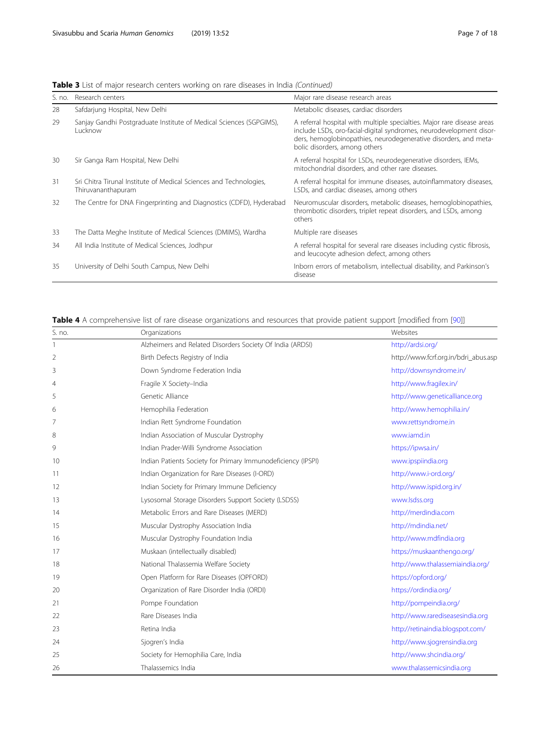**Table 3** List of major research centers working on rare diseases in India *(Continued)*

| S. no. | Research centers | Major rare disease research areas |
|---|---|---|
| 28 | Safdarjung Hospital, New Delhi | Metabolic diseases, cardiac disorders |
| 29 | Sanjay Gandhi Postgraduate Institute of Medical Sciences (SGPGIMS), Lucknow | A referral hospital with multiple specialties. Major rare disease areas include LSDs, oro-facial-digital syndromes, neurodevelopment disorders, hemoglobinopathies, neurodegenerative disorders, and metabolic disorders, among others |
| 30 | Sir Ganga Ram Hospital, New Delhi | A referral hospital for LSDs, neurodegenerative disorders, IEMs, mitochondrial disorders, and other rare diseases. |
| 31 | Sri Chitra Tirunal Institute of Medical Sciences and Technologies, Thiruvananthapuram | A referral hospital for immune diseases, autoinflammatory diseases, LSDs, and cardiac diseases, among others |
| 32 | The Centre for DNA Fingerprinting and Diagnostics (CDFD), Hyderabad | Neuromuscular disorders, metabolic diseases, hemoglobinopathies, thrombotic disorders, triplet repeat disorders, and LSDs, among others |
| 33 | The Datta Meghe Institute of Medical Sciences (DMIMS), Wardha | Multiple rare diseases |
| 34 | All India Institute of Medical Sciences, Jodhpur | A referral hospital for several rare diseases including cystic fibrosis, and leucocyte adhesion defect, among others |
| 35 | University of Delhi South Campus, New Delhi | Inborn errors of metabolism, intellectual disability, and Parkinson's disease |

**Table 4** A comprehensive list of rare disease organizations and resources that provide patient support [modified from [90]]

| S. no. | Organizations | Websites |
|---|---|---|
| 1 | Alzheimers and Related Disorders Society Of India (ARDSI) | http://ardsi.org/ |
| 2 | Birth Defects Registry of India | http://www.fcrf.org.in/bdri_abus.asp |
| 3 | Down Syndrome Federation India | http://downsyndrome.in/ |
| 4 | Fragile X Society–India | http://www.fragilex.in/ |
| 5 | Genetic Alliance | http://www.geneticalliance.org |
| 6 | Hemophilia Federation | http://www.hemophilia.in/ |
| 7 | Indian Rett Syndrome Foundation | www.rettsyndrome.in |
| 8 | Indian Association of Muscular Dystrophy | www.iamd.in |
| 9 | Indian Prader-Willi Syndrome Association | https://ipwsa.in/ |
| 10 | Indian Patients Society for Primary Immunodeficiency (IPSPI) | www.ipspiindia.org |
| 11 | Indian Organization for Rare Diseases (I-ORD) | http://www.i-ord.org/ |
| 12 | Indian Society for Primary Immune Deficiency | http://www.ispid.org.in/ |
| 13 | Lysosomal Storage Disorders Support Society (LSDSS) | www.lsdss.org |
| 14 | Metabolic Errors and Rare Diseases (MERD) | http://merdindia.com |
| 15 | Muscular Dystrophy Association India | http://mdindia.net/ |
| 16 | Muscular Dystrophy Foundation India | http://www.mdfindia.org |
| 17 | Muskaan (intellectually disabled) | https://muskaanthengo.org/ |
| 18 | National Thalassemia Welfare Society | http://www.thalassemiaindia.org/ |
| 19 | Open Platform for Rare Diseases (OPFORD) | https://opford.org/ |
| 20 | Organization of Rare Disorder India (ORDI) | https://ordindia.org/ |
| 21 | Pompe Foundation | http://pompeindia.org/ |
| 22 | Rare Diseases India | http://www.rarediseasesindia.org |
| 23 | Retina India | http://retinaindia.blogspot.com/ |
| 24 | Sjogren's India | http://www.sjogrensindia.org |
| 25 | Society for Hemophilia Care, India | http://www.shcindia.org/ |
| 26 | Thalassemics India | www.thalassemicsindia.org |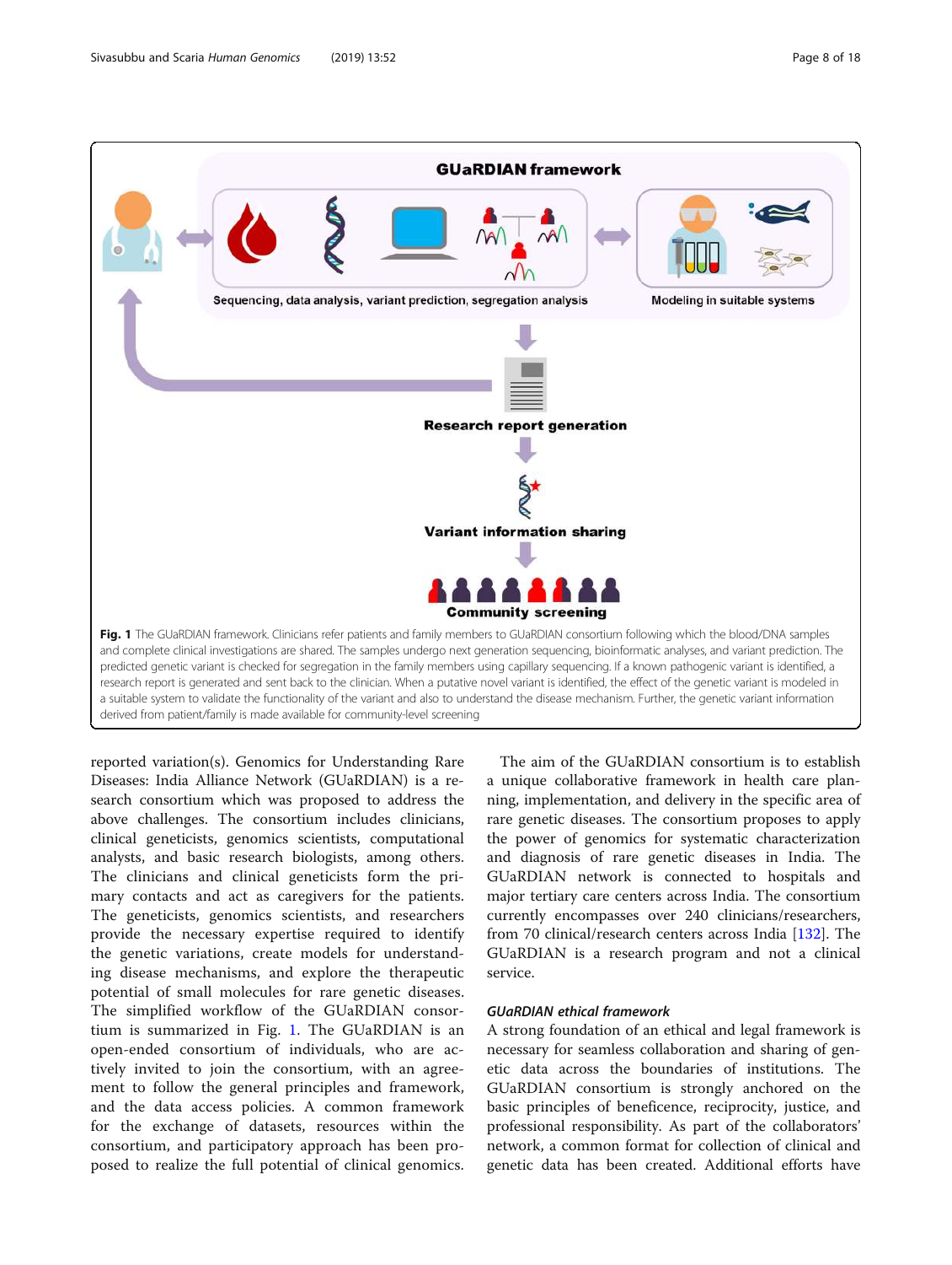Fig. 1 The GUaRDIAN framework. Clinicians refer patients and family members to GUaRDIAN consortium following which the blood/DNA samples and complete clinical investigations are shared. The samples undergo next generation sequencing, bioinformatic analyses, and variant prediction. The predicted genetic variant is checked for segregation in the family members using capillary sequencing. If a known pathogenic variant is identified, a research report is generated and sent back to the clinician. When a putative novel variant is identified, the effect of the genetic variant is modeled in a suitable system to validate the functionality of the variant and also to understand the disease mechanism. Further, the genetic variant information derived from patient/family is made available for community-level screening

reported variation(s). Genomics for Understanding Rare Diseases: India Alliance Network (GUaRDIAN) is a research consortium which was proposed to address the above challenges. The consortium includes clinicians, clinical geneticists, genomics scientists, computational analysts, and basic research biologists, among others. The clinicians and clinical geneticists form the primary contacts and act as caregivers for the patients. The geneticists, genomics scientists, and researchers provide the necessary expertise required to identify the genetic variations, create models for understanding disease mechanisms, and explore the therapeutic potential of small molecules for rare genetic diseases. The simplified workflow of the GUaRDIAN consortium is summarized in Fig. 1. The GUaRDIAN is an open-ended consortium of individuals, who are actively invited to join the consortium, with an agreement to follow the general principles and framework, and the data access policies. A common framework for the exchange of datasets, resources within the consortium, and participatory approach has been proposed to realize the full potential of clinical genomics.

The aim of the GUaRDIAN consortium is to establish a unique collaborative framework in health care planning, implementation, and delivery in the specific area of rare genetic diseases. The consortium proposes to apply the power of genomics for systematic characterization and diagnosis of rare genetic diseases in India. The GUaRDIAN network is connected to hospitals and major tertiary care centers across India. The consortium currently encompasses over 240 clinicians/researchers, from 70 clinical/research centers across India [132]. The GUaRDIAN is a research program and not a clinical service.

### *GUaRDIAN ethical framework*

A strong foundation of an ethical and legal framework is necessary for seamless collaboration and sharing of genetic data across the boundaries of institutions. The GUaRDIAN consortium is strongly anchored on the basic principles of beneficence, reciprocity, justice, and professional responsibility. As part of the collaborators' network, a common format for collection of clinical and genetic data has been created. Additional efforts have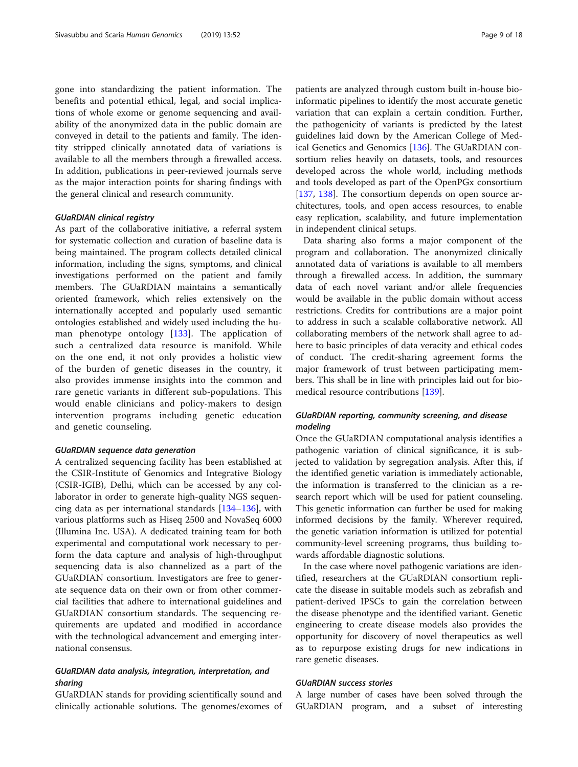gone into standardizing the patient information. The benefits and potential ethical, legal, and social implications of whole exome or genome sequencing and availability of the anonymized data in the public domain are conveyed in detail to the patients and family. The identity stripped clinically annotated data of variations is available to all the members through a firewalled access. In addition, publications in peer-reviewed journals serve as the major interaction points for sharing findings with the general clinical and research community.

#### *GUaRDIAN clinical registry*

As part of the collaborative initiative, a referral system for systematic collection and curation of baseline data is being maintained. The program collects detailed clinical information, including the signs, symptoms, and clinical investigations performed on the patient and family members. The GUaRDIAN maintains a semantically oriented framework, which relies extensively on the internationally accepted and popularly used semantic ontologies established and widely used including the human phenotype ontology [133]. The application of such a centralized data resource is manifold. While on the one end, it not only provides a holistic view of the burden of genetic diseases in the country, it also provides immense insights into the common and rare genetic variants in different sub-populations. This would enable clinicians and policy-makers to design intervention programs including genetic education and genetic counseling.

#### *GUaRDIAN sequence data generation*

A centralized sequencing facility has been established at the CSIR-Institute of Genomics and Integrative Biology (CSIR-IGIB), Delhi, which can be accessed by any collaborator in order to generate high-quality NGS sequencing data as per international standards [134–136], with various platforms such as Hiseq 2500 and NovaSeq 6000 (Illumina Inc. USA). A dedicated training team for both experimental and computational work necessary to perform the data capture and analysis of high-throughput sequencing data is also channelized as a part of the GUaRDIAN consortium. Investigators are free to generate sequence data on their own or from other commercial facilities that adhere to international guidelines and GUaRDIAN consortium standards. The sequencing requirements are updated and modified in accordance with the technological advancement and emerging international consensus.

#### *GUaRDIAN data analysis, integration, interpretation, and sharing*

GUaRDIAN stands for providing scientifically sound and clinically actionable solutions. The genomes/exomes of patients are analyzed through custom built in-house bioinformatic pipelines to identify the most accurate genetic variation that can explain a certain condition. Further, the pathogenicity of variants is predicted by the latest guidelines laid down by the American College of Medical Genetics and Genomics [136]. The GUaRDIAN consortium relies heavily on datasets, tools, and resources developed across the whole world, including methods and tools developed as part of the OpenPGx consortium [137, 138]. The consortium depends on open source architectures, tools, and open access resources, to enable easy replication, scalability, and future implementation in independent clinical setups.

Data sharing also forms a major component of the program and collaboration. The anonymized clinically annotated data of variations is available to all members through a firewalled access. In addition, the summary data of each novel variant and/or allele frequencies would be available in the public domain without access restrictions. Credits for contributions are a major point to address in such a scalable collaborative network. All collaborating members of the network shall agree to adhere to basic principles of data veracity and ethical codes of conduct. The credit-sharing agreement forms the major framework of trust between participating members. This shall be in line with principles laid out for biomedical resource contributions [139].

#### *GUaRDIAN reporting, community screening, and disease modeling*

Once the GUaRDIAN computational analysis identifies a pathogenic variation of clinical significance, it is subjected to validation by segregation analysis. After this, if the identified genetic variation is immediately actionable, the information is transferred to the clinician as a research report which will be used for patient counseling. This genetic information can further be used for making informed decisions by the family. Wherever required, the genetic variation information is utilized for potential community-level screening programs, thus building towards affordable diagnostic solutions.

In the case where novel pathogenic variations are identified, researchers at the GUaRDIAN consortium replicate the disease in suitable models such as zebrafish and patient-derived IPSCs to gain the correlation between the disease phenotype and the identified variant. Genetic engineering to create disease models also provides the opportunity for discovery of novel therapeutics as well as to repurpose existing drugs for new indications in rare genetic diseases.

#### *GUaRDIAN success stories*

A large number of cases have been solved through the GUaRDIAN program, and a subset of interesting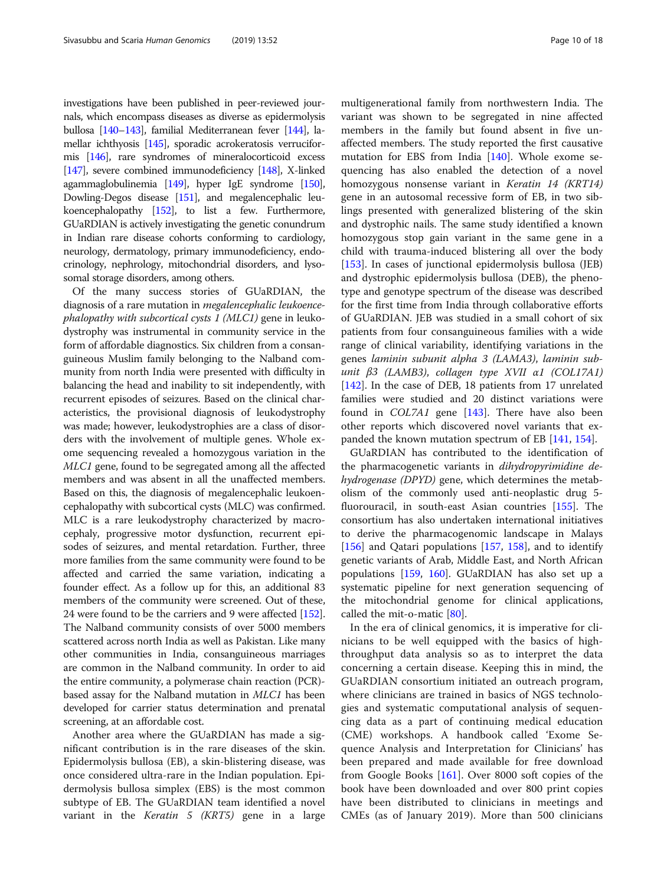investigations have been published in peer-reviewed journals, which encompass diseases as diverse as epidermolysis bullosa [140–143], familial Mediterranean fever [144], lamellar ichthyosis [145], sporadic acrokeratosis verruciformis [146], rare syndromes of mineralocorticoid excess [147], severe combined immunodeficiency [148], X-linked agammaglobulinemia [149], hyper IgE syndrome [150], Dowling-Degos disease [151], and megalencephalic leukoencephalopathy [152], to list a few. Furthermore, GUaRDIAN is actively investigating the genetic conundrum in Indian rare disease cohorts conforming to cardiology, neurology, dermatology, primary immunodeficiency, endocrinology, nephrology, mitochondrial disorders, and lysosomal storage disorders, among others.

Of the many success stories of GUaRDIAN, the diagnosis of a rare mutation in *megalencephalic leukoencephalopathy with subcortical cysts 1 (MLC1)* gene in leukodystrophy was instrumental in community service in the form of affordable diagnostics. Six children from a consanguineous Muslim family belonging to the Nalband community from north India were presented with difficulty in balancing the head and inability to sit independently, with recurrent episodes of seizures. Based on the clinical characteristics, the provisional diagnosis of leukodystrophy was made; however, leukodystrophies are a class of disorders with the involvement of multiple genes. Whole exome sequencing revealed a homozygous variation in the *MLC1* gene, found to be segregated among all the affected members and was absent in all the unaffected members. Based on this, the diagnosis of megalencephalic leukoencephalopathy with subcortical cysts (MLC) was confirmed. MLC is a rare leukodystrophy characterized by macrocephaly, progressive motor dysfunction, recurrent episodes of seizures, and mental retardation. Further, three more families from the same community were found to be affected and carried the same variation, indicating a founder effect. As a follow up for this, an additional 83 members of the community were screened. Out of these, 24 were found to be the carriers and 9 were affected [152]. The Nalband community consists of over 5000 members scattered across north India as well as Pakistan. Like many other communities in India, consanguineous marriages are common in the Nalband community. In order to aid the entire community, a polymerase chain reaction (PCR)-based assay for the Nalband mutation in *MLC1* has been developed for carrier status determination and prenatal screening, at an affordable cost.

Another area where the GUaRDIAN has made a significant contribution is in the rare diseases of the skin. Epidermolysis bullosa (EB), a skin-blistering disease, was once considered ultra-rare in the Indian population. Epidermolysis bullosa simplex (EBS) is the most common subtype of EB. The GUaRDIAN team identified a novel variant in the *Keratin 5 (KRT5)* gene in a large multigenerational family from northwestern India. The variant was shown to be segregated in nine affected members in the family but found absent in five unaffected members. The study reported the first causative mutation for EBS from India [140]. Whole exome sequencing has also enabled the detection of a novel homozygous nonsense variant in *Keratin 14 (KRT14)* gene in an autosomal recessive form of EB, in two siblings presented with generalized blistering of the skin and dystrophic nails. The same study identified a known homozygous stop gain variant in the same gene in a child with trauma-induced blistering all over the body [153]. In cases of junctional epidermolysis bullosa (JEB) and dystrophic epidermolysis bullosa (DEB), the phenotype and genotype spectrum of the disease was described for the first time from India through collaborative efforts of GUaRDIAN. JEB was studied in a small cohort of six patients from four consanguineous families with a wide range of clinical variability, identifying variations in the genes *laminin subunit alpha 3 (LAMA3)*, *laminin subunit β3 (LAMB3)*, *collagen type XVII α1 (COL17A1)* [142]. In the case of DEB, 18 patients from 17 unrelated families were studied and 20 distinct variations were found in *COL7A1* gene [143]. There have also been other reports which discovered novel variants that expanded the known mutation spectrum of EB [141, 154].

GUaRDIAN has contributed to the identification of the pharmacogenetic variants in *dihydropyrimidine dehydrogenase (DPYD)* gene, which determines the metabolism of the commonly used anti-neoplastic drug 5-fluorouracil, in south-east Asian countries [155]. The consortium has also undertaken international initiatives to derive the pharmacogenomic landscape in Malays [156] and Qatari populations [157, 158], and to identify genetic variants of Arab, Middle East, and North African populations [159, 160]. GUaRDIAN has also set up a systematic pipeline for next generation sequencing of the mitochondrial genome for clinical applications, called the mit-o-matic [80].

In the era of clinical genomics, it is imperative for clinicians to be well equipped with the basics of high-throughput data analysis so as to interpret the data concerning a certain disease. Keeping this in mind, the GUaRDIAN consortium initiated an outreach program, where clinicians are trained in basics of NGS technologies and systematic computational analysis of sequencing data as a part of continuing medical education (CME) workshops. A handbook called 'Exome Sequence Analysis and Interpretation for Clinicians' has been prepared and made available for free download from Google Books [161]. Over 8000 soft copies of the book have been downloaded and over 800 print copies have been distributed to clinicians in meetings and CMEs (as of January 2019). More than 500 clinicians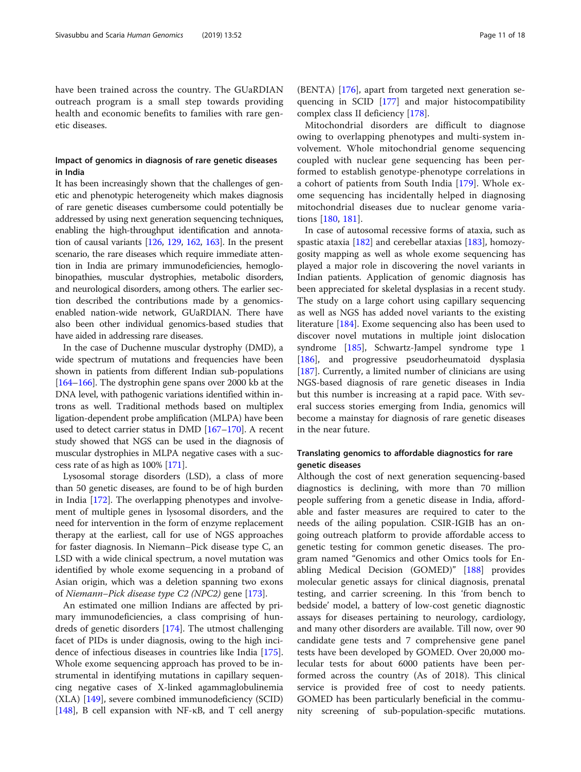have been trained across the country. The GUaRDIAN outreach program is a small step towards providing health and economic benefits to families with rare genetic diseases.

### Impact of genomics in diagnosis of rare genetic diseases in India

It has been increasingly shown that the challenges of genetic and phenotypic heterogeneity which makes diagnosis of rare genetic diseases cumbersome could potentially be addressed by using next generation sequencing techniques, enabling the high-throughput identification and annotation of causal variants [126, 129, 162, 163]. In the present scenario, the rare diseases which require immediate attention in India are primary immunodeficiencies, hemoglobinopathies, muscular dystrophies, metabolic disorders, and neurological disorders, among others. The earlier section described the contributions made by a genomics-enabled nation-wide network, GUaRDIAN. There have also been other individual genomics-based studies that have aided in addressing rare diseases.

In the case of Duchenne muscular dystrophy (DMD), a wide spectrum of mutations and frequencies have been shown in patients from different Indian sub-populations [164–166]. The dystrophin gene spans over 2000 kb at the DNA level, with pathogenic variations identified within introns as well. Traditional methods based on multiplex ligation-dependent probe amplification (MLPA) have been used to detect carrier status in DMD [167–170]. A recent study showed that NGS can be used in the diagnosis of muscular dystrophies in MLPA negative cases with a success rate of as high as 100% [171].

Lysosomal storage disorders (LSD), a class of more than 50 genetic diseases, are found to be of high burden in India [172]. The overlapping phenotypes and involvement of multiple genes in lysosomal disorders, and the need for intervention in the form of enzyme replacement therapy at the earliest, call for use of NGS approaches for faster diagnosis. In Niemann–Pick disease type C, an LSD with a wide clinical spectrum, a novel mutation was identified by whole exome sequencing in a proband of Asian origin, which was a deletion spanning two exons of *Niemann–Pick disease type C2 (NPC2)* gene [173].

An estimated one million Indians are affected by primary immunodeficiencies, a class comprising of hundreds of genetic disorders [174]. The utmost challenging facet of PIDs is under diagnosis, owing to the high incidence of infectious diseases in countries like India [175]. Whole exome sequencing approach has proved to be instrumental in identifying mutations in capillary sequencing negative cases of X-linked agammaglobulinemia (XLA) [149], severe combined immunodeficiency (SCID) [148], B cell expansion with NF-κB, and T cell anergy (BENTA) [176], apart from targeted next generation sequencing in SCID [177] and major histocompatibility complex class II deficiency [178].

Mitochondrial disorders are difficult to diagnose owing to overlapping phenotypes and multi-system involvement. Whole mitochondrial genome sequencing coupled with nuclear gene sequencing has been performed to establish genotype-phenotype correlations in a cohort of patients from South India [179]. Whole exome sequencing has incidentally helped in diagnosing mitochondrial diseases due to nuclear genome variations [180, 181].

In case of autosomal recessive forms of ataxia, such as spastic ataxia [182] and cerebellar ataxias [183], homozygosity mapping as well as whole exome sequencing has played a major role in discovering the novel variants in Indian patients. Application of genomic diagnosis has been appreciated for skeletal dysplasias in a recent study. The study on a large cohort using capillary sequencing as well as NGS has added novel variants to the existing literature [184]. Exome sequencing also has been used to discover novel mutations in multiple joint dislocation syndrome [185], Schwartz-Jampel syndrome type 1 [186], and progressive pseudorheumatoid dysplasia [187]. Currently, a limited number of clinicians are using NGS-based diagnosis of rare genetic diseases in India but this number is increasing at a rapid pace. With several success stories emerging from India, genomics will become a mainstay for diagnosis of rare genetic diseases in the near future.

### Translating genomics to affordable diagnostics for rare genetic diseases

Although the cost of next generation sequencing-based diagnostics is declining, with more than 70 million people suffering from a genetic disease in India, affordable and faster measures are required to cater to the needs of the ailing population. CSIR-IGIB has an ongoing outreach platform to provide affordable access to genetic testing for common genetic diseases. The program named "Genomics and other Omics tools for Enabling Medical Decision (GOMED)" [188] provides molecular genetic assays for clinical diagnosis, prenatal testing, and carrier screening. In this 'from bench to bedside' model, a battery of low-cost genetic diagnostic assays for diseases pertaining to neurology, cardiology, and many other disorders are available. Till now, over 90 candidate gene tests and 7 comprehensive gene panel tests have been developed by GOMED. Over 20,000 molecular tests for about 6000 patients have been performed across the country (As of 2018). This clinical service is provided free of cost to needy patients. GOMED has been particularly beneficial in the community screening of sub-population-specific mutations.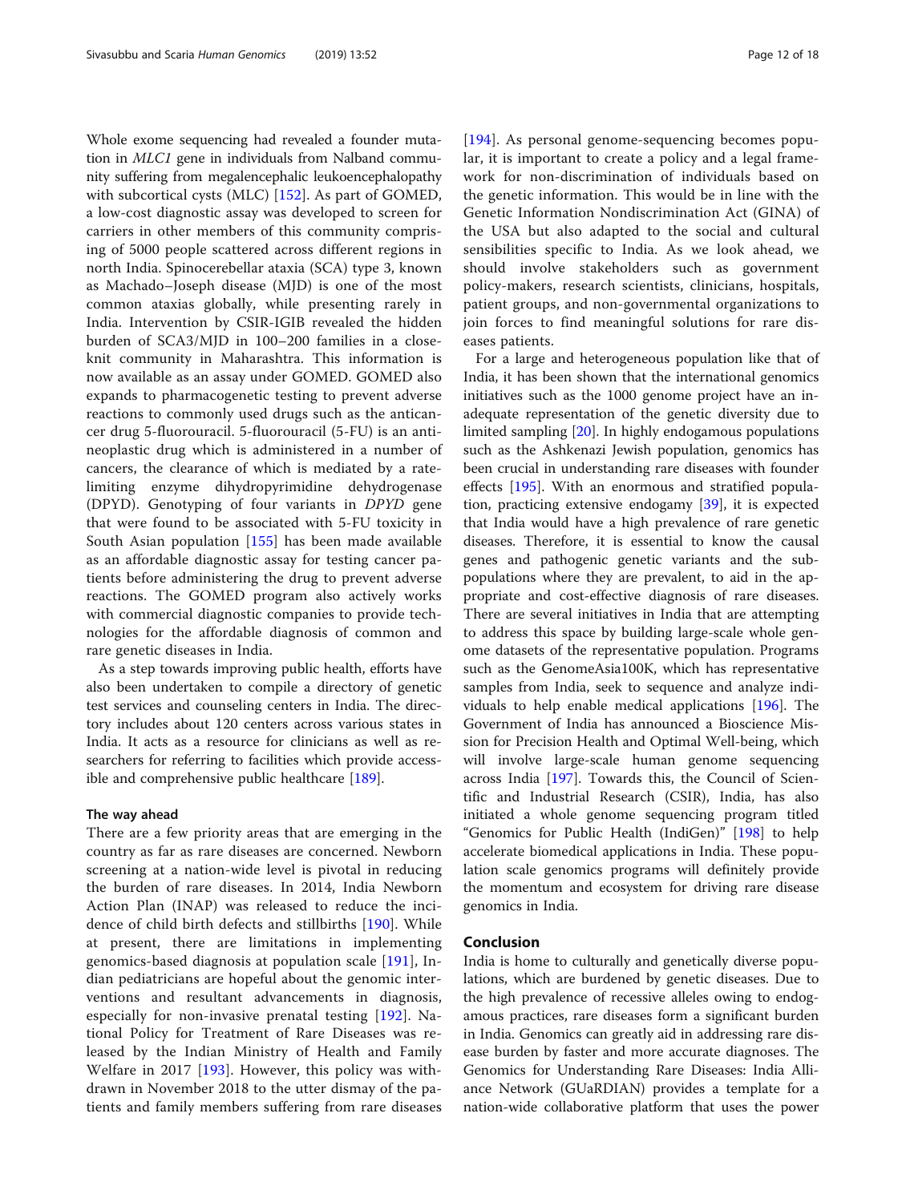Whole exome sequencing had revealed a founder mutation in *MLC1* gene in individuals from Nalband community suffering from megalencephalic leukoencephalopathy with subcortical cysts (MLC) [152]. As part of GOMED, a low-cost diagnostic assay was developed to screen for carriers in other members of this community comprising of 5000 people scattered across different regions in north India. Spinocerebellar ataxia (SCA) type 3, known as Machado–Joseph disease (MJD) is one of the most common ataxias globally, while presenting rarely in India. Intervention by CSIR-IGIB revealed the hidden burden of SCA3/MJD in 100–200 families in a close-knit community in Maharashtra. This information is now available as an assay under GOMED. GOMED also expands to pharmacogenetic testing to prevent adverse reactions to commonly used drugs such as the anticancer drug 5-fluorouracil. 5-fluorouracil (5-FU) is an antineoplastic drug which is administered in a number of cancers, the clearance of which is mediated by a rate-limiting enzyme dihydropyrimidine dehydrogenase (DPYD). Genotyping of four variants in *DPYD* gene that were found to be associated with 5-FU toxicity in South Asian population [155] has been made available as an affordable diagnostic assay for testing cancer patients before administering the drug to prevent adverse reactions. The GOMED program also actively works with commercial diagnostic companies to provide technologies for the affordable diagnosis of common and rare genetic diseases in India.

As a step towards improving public health, efforts have also been undertaken to compile a directory of genetic test services and counseling centers in India. The directory includes about 120 centers across various states in India. It acts as a resource for clinicians as well as researchers for referring to facilities which provide accessible and comprehensive public healthcare [189].

### The way ahead

There are a few priority areas that are emerging in the country as far as rare diseases are concerned. Newborn screening at a nation-wide level is pivotal in reducing the burden of rare diseases. In 2014, India Newborn Action Plan (INAP) was released to reduce the incidence of child birth defects and stillbirths [190]. While at present, there are limitations in implementing genomics-based diagnosis at population scale [191], Indian pediatricians are hopeful about the genomic interventions and resultant advancements in diagnosis, especially for non-invasive prenatal testing [192]. National Policy for Treatment of Rare Diseases was released by the Indian Ministry of Health and Family Welfare in 2017 [193]. However, this policy was withdrawn in November 2018 to the utter dismay of the patients and family members suffering from rare diseases [194]. As personal genome-sequencing becomes popular, it is important to create a policy and a legal framework for non-discrimination of individuals based on the genetic information. This would be in line with the Genetic Information Nondiscrimination Act (GINA) of the USA but also adapted to the social and cultural sensibilities specific to India. As we look ahead, we should involve stakeholders such as government policy-makers, research scientists, clinicians, hospitals, patient groups, and non-governmental organizations to join forces to find meaningful solutions for rare diseases patients.

For a large and heterogeneous population like that of India, it has been shown that the international genomics initiatives such as the 1000 genome project have an inadequate representation of the genetic diversity due to limited sampling [20]. In highly endogamous populations such as the Ashkenazi Jewish population, genomics has been crucial in understanding rare diseases with founder effects [195]. With an enormous and stratified population, practicing extensive endogamy [39], it is expected that India would have a high prevalence of rare genetic diseases. Therefore, it is essential to know the causal genes and pathogenic genetic variants and the subpopulations where they are prevalent, to aid in the appropriate and cost-effective diagnosis of rare diseases. There are several initiatives in India that are attempting to address this space by building large-scale whole genome datasets of the representative population. Programs such as the GenomeAsia100K, which has representative samples from India, seek to sequence and analyze individuals to help enable medical applications [196]. The Government of India has announced a Bioscience Mission for Precision Health and Optimal Well-being, which will involve large-scale human genome sequencing across India [197]. Towards this, the Council of Scientific and Industrial Research (CSIR), India, has also initiated a whole genome sequencing program titled "Genomics for Public Health (IndiGen)" [198] to help accelerate biomedical applications in India. These population scale genomics programs will definitely provide the momentum and ecosystem for driving rare disease genomics in India.

## Conclusion

India is home to culturally and genetically diverse populations, which are burdened by genetic diseases. Due to the high prevalence of recessive alleles owing to endogamous practices, rare diseases form a significant burden in India. Genomics can greatly aid in addressing rare disease burden by faster and more accurate diagnoses. The Genomics for Understanding Rare Diseases: India Alliance Network (GUaRDIAN) provides a template for a nation-wide collaborative platform that uses the power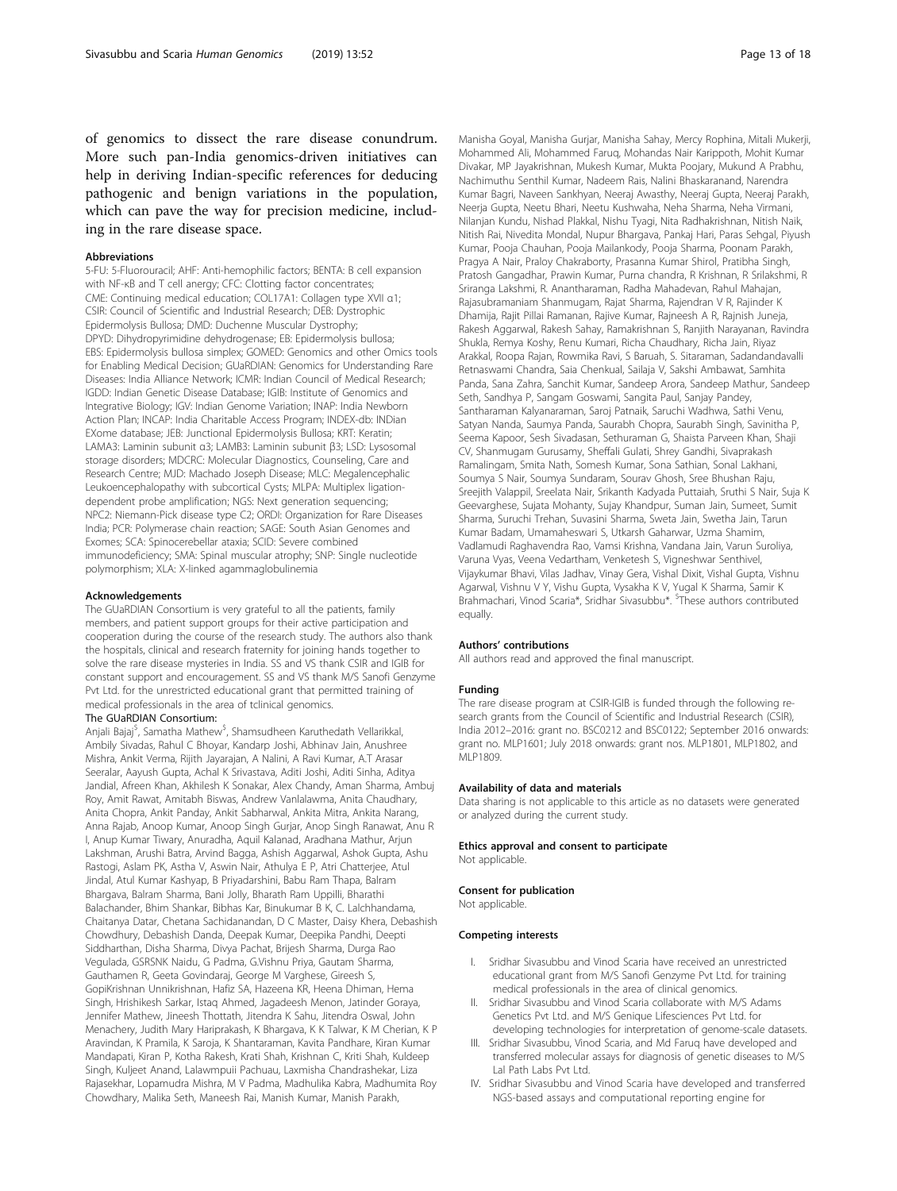of genomics to dissect the rare disease conundrum. More such pan-India genomics-driven initiatives can help in deriving Indian-specific references for deducing pathogenic and benign variations in the population, which can pave the way for precision medicine, including in the rare disease space.

#### Abbreviations

5-FU: 5-Fluorouracil; AHF: Anti-hemophilic factors; BENTA: B cell expansion with NF-κB and T cell anergy; CFC: Clotting factor concentrates; CME: Continuing medical education; COL17A1: Collagen type XVII α1; CSIR: Council of Scientific and Industrial Research; DEB: Dystrophic Epidermolysis Bullosa; DMD: Duchenne Muscular Dystrophy; DPYD: Dihydropyrimidine dehydrogenase; EB: Epidermolysis bullosa; EBS: Epidermolysis bullosa simplex; GOMED: Genomics and other Omics tools for Enabling Medical Decision; GUaRDIAN: Genomics for Understanding Rare Diseases: India Alliance Network; ICMR: Indian Council of Medical Research; IGDD: Indian Genetic Disease Database; IGIB: Institute of Genomics and Integrative Biology; IGV: Indian Genome Variation; INAP: India Newborn Action Plan; INCAP: India Charitable Access Program; INDEX-db: INDian EXome database; JEB: Junctional Epidermolysis Bullosa; KRT: Keratin; LAMA3: Laminin subunit α3; LAMB3: Laminin subunit β3; LSD: Lysosomal storage disorders; MDCRC: Molecular Diagnostics, Counseling, Care and Research Centre; MJD: Machado Joseph Disease; MLC: Megalencephalic Leukoencephalopathy with subcortical Cysts; MLPA: Multiplex ligation-dependent probe amplification; NGS: Next generation sequencing; NPC2: Niemann-Pick disease type C2; ORDI: Organization for Rare Diseases India; PCR: Polymerase chain reaction; SAGE: South Asian Genomes and Exomes; SCA: Spinocerebellar ataxia; SCID: Severe combined immunodeficiency; SMA: Spinal muscular atrophy; SNP: Single nucleotide polymorphism; XLA: X-linked agammaglobulinemia

#### Acknowledgements

The GUaRDIAN Consortium is very grateful to all the patients, family members, and patient support groups for their active participation and cooperation during the course of the research study. The authors also thank the hospitals, clinical and research fraternity for joining hands together to solve the rare disease mysteries in India. SS and VS thank CSIR and IGIB for constant support and encouragement. SS and VS thank M/S Sanofi Genzyme Pvt Ltd. for the unrestricted educational grant that permitted training of medical professionals in the area of tclinical genomics.

**The GUaRDIAN Consortium:**

Anjali Bajaj[$], Samatha Mathew[$], Shamsudheen Karuthedath Vellarikkal, Ambily Sivadas, Rahul C Bhoyar, Kandarp Joshi, Abhinav Jain, Anushree Mishra, Ankit Verma, Rijith Jayarajan, A Nalini, A Ravi Kumar, A.T Arasar Seeralar, Aayush Gupta, Achal K Srivastava, Aditi Joshi, Aditi Sinha, Aditya Jandial, Afreen Khan, Akhilesh K Sonakar, Alex Chandy, Aman Sharma, Ambuj Roy, Amit Rawat, Amitabh Biswas, Andrew Vanlalawma, Anita Chaudhary, Anita Chopra, Ankit Panday, Ankit Sabharwal, Ankita Mitra, Ankita Narang, Anna Rajab, Anoop Kumar, Anoop Singh Gurjar, Anop Singh Ranawat, Anu R I, Anup Kumar Tiwary, Anuradha, Aquil Kalanad, Aradhana Mathur, Arjun Lakshman, Arushi Batra, Arvind Bagga, Ashish Aggarwal, Ashok Gupta, Ashu Rastogi, Aslam PK, Astha V, Aswin Nair, Athulya E P, Atri Chatterjee, Atul Jindal, Atul Kumar Kashyap, B Priyadarshini, Babu Ram Thapa, Balram Bhargava, Balram Sharma, Bani Jolly, Bharath Ram Uppilli, Bharathi Balachander, Bhim Shankar, Bibhas Kar, Binukumar B K, C. Lalchhandama, Chaitanya Datar, Chetana Sachidanandan, D C Master, Daisy Khera, Debashish Chowdhury, Debashish Danda, Deepak Kumar, Deepika Pandhi, Deepti Siddharthan, Disha Sharma, Divya Pachat, Brijesh Sharma, Durga Rao Vegulada, GSRSNK Naidu, G Padma, G.Vishnu Priya, Gautam Sharma, Gauthamen R, Geeta Govindaraj, George M Varghese, Gireesh S, GopiKrishnan Unnikrishnan, Hafiz SA, Hazeena KR, Heena Dhiman, Hema Singh, Hrishikesh Sarkar, Istaq Ahmed, Jagadeesh Menon, Jatinder Goraya, Jennifer Mathew, Jineesh Thottath, Jitendra K Sahu, Jitendra Oswal, John Menachery, Judith Mary Hariprakash, K Bhargava, K K Talwar, K M Cherian, K P Aravindan, K Pramila, K Saroja, K Shantaraman, Kavita Pandhare, Kiran Kumar Mandapati, Kiran P, Kotha Rakesh, Krati Shah, Krishnan C, Kriti Shah, Kuldeep Singh, Kuljeet Anand, Lalawmpuii Pachuau, Laxmisha Chandrashekar, Liza Rajasekhar, Lopamudra Mishra, M V Padma, Madhulika Kabra, Madhumita Roy Chowdhary, Malika Seth, Maneesh Rai, Manish Kumar, Manish Parakh, Manisha Goyal, Manisha Gurjar, Manisha Sahay, Mercy Rophina, Mitali Mukerji, Mohammed Ali, Mohammed Faruq, Mohandas Nair Karippoth, Mohit Kumar Divakar, MP Jayakrishnan, Mukesh Kumar, Mukta Poojary, Mukund A Prabhu, Nachimuthu Senthil Kumar, Nadeem Rais, Nalini Bhaskaranand, Narendra Kumar Bagri, Naveen Sankhyan, Neeraj Awasthy, Neeraj Gupta, Neeraj Parakh, Neerja Gupta, Neetu Bhari, Neetu Kushwaha, Neha Sharma, Neha Virmani, Nilanjan Kundu, Nishad Plakkal, Nishu Tyagi, Nita Radhakrishnan, Nitish Naik, Nitish Rai, Nivedita Mondal, Nupur Bhargava, Pankaj Hari, Paras Sehgal, Piyush Kumar, Pooja Chauhan, Pooja Mailankody, Pooja Sharma, Poonam Parakh, Pragya A Nair, Praloy Chakraborty, Prasanna Kumar Shirol, Pratibha Singh, Pratosh Gangadhar, Prawin Kumar, Purna chandra, R Krishnan, R Srilakshmi, R Sriranga Lakshmi, R. Anantharaman, Radha Mahadevan, Rahul Mahajan, Rajasubramaniam Shanmugam, Rajat Sharma, Rajendran V R, Rajinder K Dhamija, Rajit Pillai Ramanan, Rajive Kumar, Rajneesh A R, Rajnish Juneja, Rakesh Aggarwal, Rakesh Sahay, Ramakrishnan S, Ranjith Narayanan, Ravindra Shukla, Remya Koshy, Renu Kumari, Richa Chaudhary, Richa Jain, Riyaz Arakkal, Roopa Rajan, Rowmika Ravi, S Baruah, S. Sitaraman, Sadandandavalli Retnaswami Chandra, Saia Chenkual, Sailaja V, Sakshi Ambawat, Samhita Panda, Sana Zahra, Sanchit Kumar, Sandeep Arora, Sandeep Mathur, Sandeep Seth, Sandhya P, Sangam Goswami, Sangita Paul, Sanjay Pandey, Santharaman Kalyanaraman, Saroj Patnaik, Saruchi Wadhwa, Sathi Venu, Satyan Nanda, Saumya Panda, Saurabh Chopra, Saurabh Singh, Savinitha P, Seema Kapoor, Sesh Sivadasan, Sethuraman G, Shaista Parveen Khan, Shaji CV, Shanmugam Gurusamy, Sheffali Gulati, Shrey Gandhi, Sivaprakash Ramalingam, Smita Nath, Somesh Kumar, Sona Sathian, Sonal Lakhani, Soumya S Nair, Soumya Sundaram, Sourav Ghosh, Sree Bhushan Raju, Sreejith Valappil, Sreelata Nair, Srikanth Kadyada Puttaiah, Sruthi S Nair, Suja K Geevarghese, Sujata Mohanty, Sujay Khandpur, Suman Jain, Sumeet, Sumit Sharma, Suruchi Trehan, Suvasini Sharma, Sweta Jain, Swetha Jain, Tarun Kumar Badam, Umamaheswari S, Utkarsh Gaharwar, Uzma Shamim, Vadlamudi Raghavendra Rao, Vamsi Krishna, Vandana Jain, Varun Suroliya, Varuna Vyas, Veena Vedartham, Venketesh S, Vigneshwar Senthivel, Vijaykumar Bhavi, Vilas Jadhav, Vinay Gera, Vishal Dixit, Vishal Gupta, Vishnu Agarwal, Vishnu V Y, Vishu Gupta, Vysakha K V, Yugal K Sharma, Samir K Brahmachari, Vinod Scaria*, Sridhar Sivasubbu*. [$]These authors contributed equally.

#### Authors' contributions

All authors read and approved the final manuscript.

#### Funding

The rare disease program at CSIR-IGIB is funded through the following research grants from the Council of Scientific and Industrial Research (CSIR), India 2012–2016: grant no. BSC0212 and BSC0122; September 2016 onwards: grant no. MLP1601; July 2018 onwards: grant nos. MLP1801, MLP1802, and MLP1809.

#### Availability of data and materials

Data sharing is not applicable to this article as no datasets were generated or analyzed during the current study.

#### Ethics approval and consent to participate

Not applicable.

#### Consent for publication

Not applicable.

#### Competing interests

I. Sridhar Sivasubbu and Vinod Scaria have received an unrestricted educational grant from M/S Sanofi Genzyme Pvt Ltd. for training medical professionals in the area of clinical genomics.
II. Sridhar Sivasubbu and Vinod Scaria collaborate with M/S Adams Genetics Pvt Ltd. and M/S Genique Lifesciences Pvt Ltd. for developing technologies for interpretation of genome-scale datasets.
III. Sridhar Sivasubbu, Vinod Scaria, and Md Faruq have developed and transferred molecular assays for diagnosis of genetic diseases to M/S Lal Path Labs Pvt Ltd.
IV. Sridhar Sivasubbu and Vinod Scaria have developed and transferred NGS-based assays and computational reporting engine for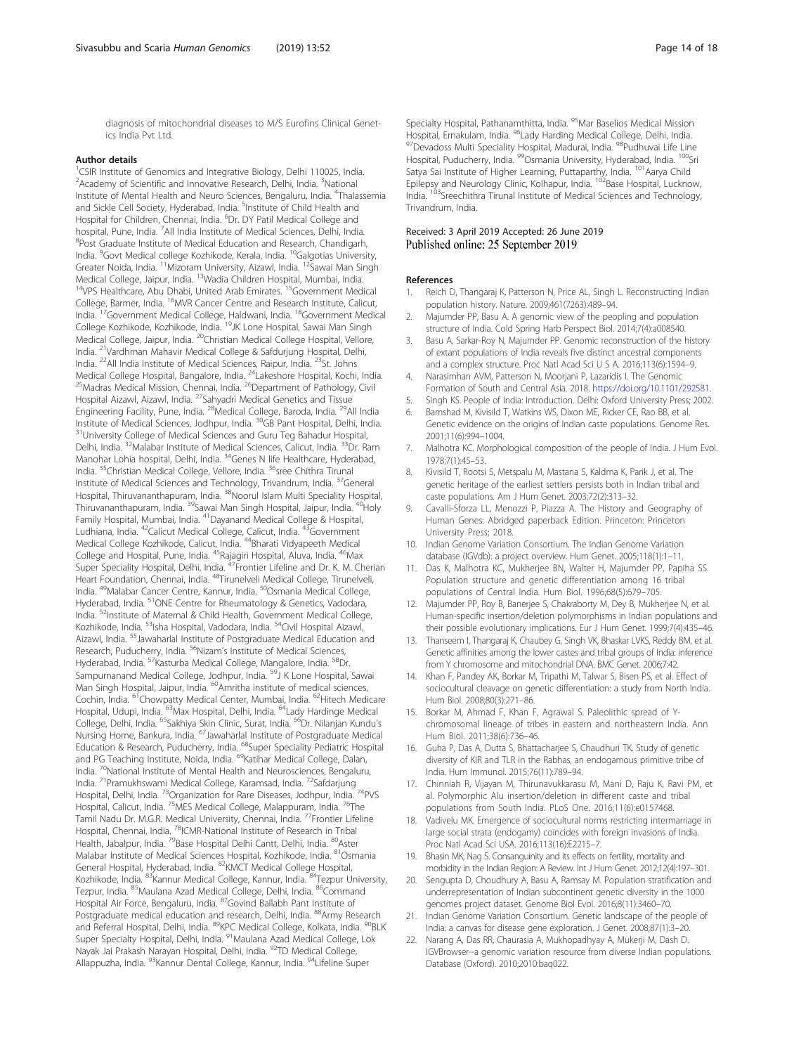diagnosis of mitochondrial diseases to M/S Eurofins Clinical Genetics India Pvt Ltd.

### Author details

[1]CSIR Institute of Genomics and Integrative Research, Delhi 110025, India. [2]Academy of Scientific and Innovative Research, Delhi, India. [3]National Institute of Mental Health and Neuro Sciences, Bengaluru, India. [4]Thalassemia and Sickle Cell Society, Hyderabad, India. [5]Institute of Child Health and Hospital for Children, Chennai, India. [6]Dr. DY Patil Medical College and hospital, Pune, India. [7]All India Institute of Medical Sciences, Delhi, India. [8]Post Graduate Institute of Medical Education and Research, Chandigarh, India. [9]Govt Medical college Kozhikode, Kerala, India. [10]Galgotias University, Greater Noida, India. [11]Mizoram University, Aizawl, India. [12]Sawai Man Singh Medical College, Jaipur, India. [13]Wadia Children Hospital, Mumbai, India. [14]VPS Healthcare, Abu Dhabi, United Arab Emirates. [15]Government Medical College, Barmer, India. [16]MVR Cancer Centre and Research Institute, Calicut, India. [17]Government Medical College, Haldwani, India. [18]Government Medical College Kozhikode, Kozhikode, India. [19]JK Lone Hospital, Sawai Man Singh Medical College, Jaipur, India. [20]Christian Medical College Hospital, Vellore, India. [21]Vardhman Mahavir Medical College & Safdurjung Hospital, Delhi, India. [22]All India Institute of Medical Sciences, Raipur, India. [23]St. Johns Medical College Hospital, Bangalore, India. [24]Lakeshore Hospital, Kochi, India. [25]Madras Medical Mission, Chennai, India. [26]Department of Pathology, Civil Hospital Aizawl, Aizawl, India. [27]Sahyadri Medical Genetics and Tissue Engineering Facility, Pune, India. [28]Medical College, Baroda, India. [29]All India Institute of Medical Sciences, Jodhpur, India. [30]GB Pant Hospital, Delhi, India. [31]University College of Medical Sciences and Guru Teg Bahadur Hospital, Delhi, India. [32]Malabar Institute of Medical Sciences, Calicut, India. [33]Dr. Ram Manohar Lohia hospital, Delhi, India. [34]Genes N life Healthcare, Hyderabad, India. [35]Christian Medical College, Vellore, India. [36]sree Chithra Tirunal Institute of Medical Sciences and Technology, Trivandrum, India. [37]General Hospital, Thiruvananthapuram, India. [38]Noorul Islam Multi Speciality Hospital, Thiruvananthapuram, India. [39]Sawai Man Singh Hospital, Jaipur, India. [40]Holy Family Hospital, Mumbai, India. [41]Dayanand Medical College & Hospital, Ludhiana, India. [42]Calicut Medical College, Calicut, India. [43]Government Medical College Kozhikode, Calicut, India. [44]Bharati Vidyapeeth Medical College and Hospital, Pune, India. [45]Rajagiri Hospital, Aluva, India. [46]Max Super Speciality Hospital, Delhi, India. [47]Frontier Lifeline and Dr. K. M. Cherian Heart Foundation, Chennai, India. [48]Tirunelveli Medical College, Tirunelveli, India. [49]Malabar Cancer Centre, Kannur, India. [50]Osmania Medical College, Hyderabad, India. [51]ONE Centre for Rheumatology & Genetics, Vadodara, India. [52]Institute of Maternal & Child Health, Government Medical College, Kozhikode, India. [53]Isha Hospital, Vadodara, India. [54]Civil Hospital Aizawl, Aizawl, India. [55]Jawaharlal Institute of Postgraduate Medical Education and Research, Puducherry, India. [56]Nizam's Institute of Medical Sciences, Hyderabad, India. [57]Kasturba Medical College, Mangalore, India. [58]Dr. Sampurnanand Medical College, Jodhpur, India. [59]J K Lone Hospital, Sawai Man Singh Hospital, Jaipur, India. [60]Amritha institute of medical sciences, Cochin, India. [61]Chowpatty Medical Center, Mumbai, India. [62]Hitech Medicare Hospital, Udupi, India. [63]Max Hospital, Delhi, India. [64]Lady Hardinge Medical College, Delhi, India. [65]Sakhiya Skin Clinic, Surat, India. [66]Dr. Nilanjan Kundu's Nursing Home, Bankura, India. [67]Jawaharlal Institute of Postgraduate Medical Education & Research, Puducherry, India. [68]Super Speciality Pediatric Hospital and PG Teaching Institute, Noida, India. [69]Katihar Medical College, Dalan, India. [70]National Institute of Mental Health and Neurosciences, Bengaluru, India. [71]Pramukhswami Medical College, Karamsad, India. [72]Safdarjung Hospital, Delhi, India. [73]Organization for Rare Diseases, Jodhpur, India. [74]PVS Hospital, Calicut, India. [75]MES Medical College, Malappuram, India. [76]The Tamil Nadu Dr. M.G.R. Medical University, Chennai, India. [77]Frontier Lifeline Hospital, Chennai, India. [78]ICMR-National Institute of Research in Tribal Health, Jabalpur, India. [79]Base Hospital Delhi Cantt, Delhi, India. [80]Aster Malabar Institute of Medical Sciences Hospital, Kozhikode, India. [81]Osmania General Hospital, Hyderabad, India. [82]KMCT Medical College Hospital, Kozhikode, India. [83]Kannur Medical College, Kannur, India. [84]Tezpur University, Tezpur, India. [85]Maulana Azad Medical College, Delhi, India. [86]Command Hospital Air Force, Bengaluru, India. [87]Govind Ballabh Pant Institute of Postgraduate medical education and research, Delhi, India. [88]Army Research and Referral Hospital, Delhi, India. [89]KPC Medical College, Kolkata, India. [90]BLK Super Specialty Hospital, Delhi, India. [91]Maulana Azad Medical College, Lok Nayak Jai Prakash Narayan Hospital, Delhi, India. [92]TD Medical College, Allappuzha, India. [93]Kannur Dental College, Kannur, India. [94]Lifeline Super Specialty Hospital, Pathanamthitta, India. [95]Mar Baselios Medical Mission Hospital, Ernakulam, India. [96]Lady Harding Medical College, Delhi, India. [97]Devadoss Multi Speciality Hospital, Madurai, India. [98]Pudhuvai Life Line Hospital, Puducherry, India. [99]Osmania University, Hyderabad, India. [100]Sri Satya Sai Institute of Higher Learning, Puttaparthy, India. [101]Aarya Child Epilepsy and Neurology Clinic, Kolhapur, India. [102]Base Hospital, Lucknow, India. [103]Sreechithra Tirunal Institute of Medical Sciences and Technology, Trivandrum, India.

Received: 3 April 2019 Accepted: 26 June 2019
Published online: 25 September 2019

### References

1. Reich D, Thangaraj K, Patterson N, Price AL, Singh L. Reconstructing Indian population history. Nature. 2009;461(7263):489–94.
2. Majumder PP, Basu A. A genomic view of the peopling and population structure of India. Cold Spring Harb Perspect Biol. 2014;7(4):a008540.
3. Basu A, Sarkar-Roy N, Majumder PP. Genomic reconstruction of the history of extant populations of India reveals five distinct ancestral components and a complex structure. Proc Natl Acad Sci U S A. 2016;113(6):1594–9.
4. Narasimhan AVM, Patterson N, Moorjani P, Lazaridis I. The Genomic Formation of South and Central Asia. 2018. https://doi.org/10.1101/292581.
5. Singh KS. People of India: Introduction. Delhi: Oxford University Press; 2002.
6. Bamshad M, Kivisild T, Watkins WS, Dixon ME, Ricker CE, Rao BB, et al. Genetic evidence on the origins of Indian caste populations. Genome Res. 2001;11(6):994–1004.
7. Malhotra KC. Morphological composition of the people of India. J Hum Evol. 1978;7(1):45–53.
8. Kivisild T, Rootsi S, Metspalu M, Mastana S, Kaldma K, Parik J, et al. The genetic heritage of the earliest settlers persists both in Indian tribal and caste populations. Am J Hum Genet. 2003;72(2):313–32.
9. Cavalli-Sforza LL, Menozzi P, Piazza A. The History and Geography of Human Genes: Abridged paperback Edition. Princeton: Princeton University Press; 2018.
10. Indian Genome Variation Consortium. The Indian Genome Variation database (IGVdb): a project overview. Hum Genet. 2005;118(1):1–11.
11. Das K, Malhotra KC, Mukherjee BN, Walter H, Majumder PP, Papiha SS. Population structure and genetic differentiation among 16 tribal populations of Central India. Hum Biol. 1996;68(5):679–705.
12. Majumder PP, Roy B, Banerjee S, Chakraborty M, Dey B, Mukherjee N, et al. Human-specific insertion/deletion polymorphisms in Indian populations and their possible evolutionary implications. Eur J Hum Genet. 1999;7(4):435–46.
13. Thanseem I, Thangaraj K, Chaubey G, Singh VK, Bhaskar LVKS, Reddy BM, et al. Genetic affinities among the lower castes and tribal groups of India: inference from Y chromosome and mitochondrial DNA. BMC Genet. 2006;7:42.
14. Khan F, Pandey AK, Borkar M, Tripathi M, Talwar S, Bisen PS, et al. Effect of sociocultural cleavage on genetic differentiation: a study from North India. Hum Biol. 2008;80(3):271–86.
15. Borkar M, Ahmad F, Khan F, Agrawal S. Paleolithic spread of Y-chromosomal lineage of tribes in eastern and northeastern India. Ann Hum Biol. 2011;38(6):736–46.
16. Guha P, Das A, Dutta S, Bhattacharjee S, Chaudhuri TK. Study of genetic diversity of KIR and TLR in the Rabhas, an endogamous primitive tribe of India. Hum Immunol. 2015;76(11):789–94.
17. Chinniah R, Vijayan M, Thirunavukkarasu M, Mani D, Raju K, Ravi PM, et al. Polymorphic Alu insertion/deletion in different caste and tribal populations from South India. PLoS One. 2016;11(6):e0157468.
18. Vadivelu MK. Emergence of sociocultural norms restricting intermarriage in large social strata (endogamy) coincides with foreign invasions of India. Proc Natl Acad Sci USA. 2016;113(16):E2215–7.
19. Bhasin MK, Nag S. Consanguinity and its effects on fertility, mortality and morbidity in the Indian Region: A Review. Int J Hum Genet. 2012;12(4):197–301.
20. Sengupta D, Choudhury A, Basu A, Ramsay M. Population stratification and underrepresentation of Indian subcontinent genetic diversity in the 1000 genomes project dataset. Genome Biol Evol. 2016;8(11):3460–70.
21. Indian Genome Variation Consortium. Genetic landscape of the people of India: a canvas for disease gene exploration. J Genet. 2008;87(1):3–20.
22. Narang A, Das RR, Chaurasia A, Mukhopadhyay A, Mukerji M, Dash D. IGVBrowser--a genomic variation resource from diverse Indian populations. Database (Oxford). 2010;2010:baq022.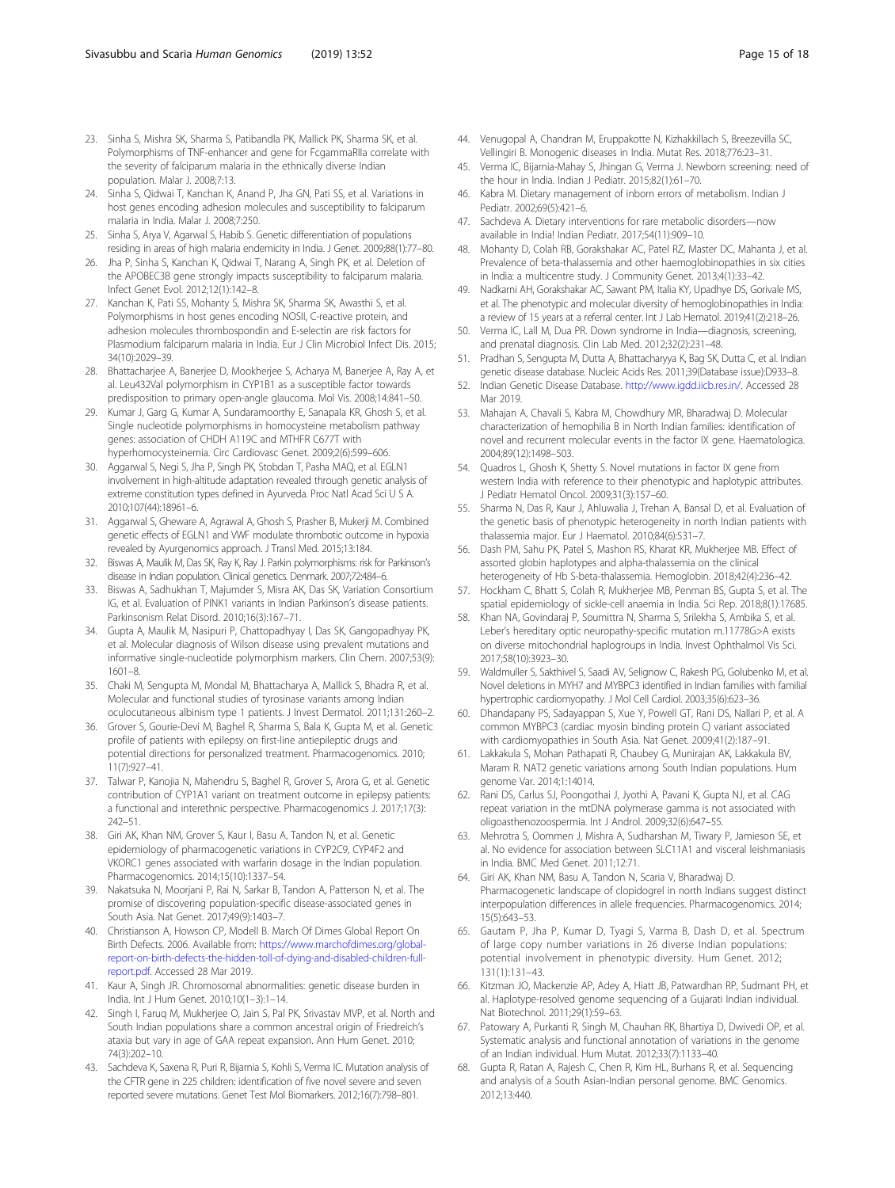23. Sinha S, Mishra SK, Sharma S, Patibandla PK, Mallick PK, Sharma SK, et al. Polymorphisms of TNF-enhancer and gene for FcgammaRIIa correlate with the severity of falciparum malaria in the ethnically diverse Indian population. Malar J. 2008;7:13.
24. Sinha S, Qidwai T, Kanchan K, Anand P, Jha GN, Pati SS, et al. Variations in host genes encoding adhesion molecules and susceptibility to falciparum malaria in India. Malar J. 2008;7:250.
25. Sinha S, Arya V, Agarwal S, Habib S. Genetic differentiation of populations residing in areas of high malaria endemicity in India. J Genet. 2009;88(1):77–80.
26. Jha P, Sinha S, Kanchan K, Qidwai T, Narang A, Singh PK, et al. Deletion of the APOBEC3B gene strongly impacts susceptibility to falciparum malaria. Infect Genet Evol. 2012;12(1):142–8.
27. Kanchan K, Pati SS, Mohanty S, Mishra SK, Sharma SK, Awasthi S, et al. Polymorphisms in host genes encoding NOSII, C-reactive protein, and adhesion molecules thrombospondin and E-selectin are risk factors for Plasmodium falciparum malaria in India. Eur J Clin Microbiol Infect Dis. 2015; 34(10):2029–39.
28. Bhattacharjee A, Banerjee D, Mookherjee S, Acharya M, Banerjee A, Ray A, et al. Leu432Val polymorphism in CYP1B1 as a susceptible factor towards predisposition to primary open-angle glaucoma. Mol Vis. 2008;14:841–50.
29. Kumar J, Garg G, Kumar A, Sundaramoorthy E, Sanapala KR, Ghosh S, et al. Single nucleotide polymorphisms in homocysteine metabolism pathway genes: association of CHDH A119C and MTHFR C677T with hyperhomocysteinemia. Circ Cardiovasc Genet. 2009;2(6):599–606.
30. Aggarwal S, Negi S, Jha P, Singh PK, Stobdan T, Pasha MAQ, et al. EGLN1 involvement in high-altitude adaptation revealed through genetic analysis of extreme constitution types defined in Ayurveda. Proc Natl Acad Sci U S A. 2010;107(44):18961–6.
31. Aggarwal S, Gheware A, Agrawal A, Ghosh S, Prasher B, Mukerji M. Combined genetic effects of EGLN1 and VWF modulate thrombotic outcome in hypoxia revealed by Ayurgenomics approach. J Transl Med. 2015;13:184.
32. Biswas A, Maulik M, Das SK, Ray K, Ray J. Parkin polymorphisms: risk for Parkinson's disease in Indian population. Clinical genetics. Denmark. 2007;72:484–6.
33. Biswas A, Sadhukhan T, Majumder S, Misra AK, Das SK, Variation Consortium IG, et al. Evaluation of PINK1 variants in Indian Parkinson's disease patients. Parkinsonism Relat Disord. 2010;16(3):167–71.
34. Gupta A, Maulik M, Nasipuri P, Chattopadhyay I, Das SK, Gangopadhyay PK, et al. Molecular diagnosis of Wilson disease using prevalent mutations and informative single-nucleotide polymorphism markers. Clin Chem. 2007;53(9): 1601–8.
35. Chaki M, Sengupta M, Mondal M, Bhattacharya A, Mallick S, Bhadra R, et al. Molecular and functional studies of tyrosinase variants among Indian oculocutaneous albinism type 1 patients. J Invest Dermatol. 2011;131:260–2.
36. Grover S, Gourie-Devi M, Baghel R, Sharma S, Bala K, Gupta M, et al. Genetic profile of patients with epilepsy on first-line antiepileptic drugs and potential directions for personalized treatment. Pharmacogenomics. 2010; 11(7):927–41.
37. Talwar P, Kanojia N, Mahendru S, Baghel R, Grover S, Arora G, et al. Genetic contribution of CYP1A1 variant on treatment outcome in epilepsy patients: a functional and interethnic perspective. Pharmacogenomics J. 2017;17(3): 242–51.
38. Giri AK, Khan NM, Grover S, Kaur I, Basu A, Tandon N, et al. Genetic epidemiology of pharmacogenetic variations in CYP2C9, CYP4F2 and VKORC1 genes associated with warfarin dosage in the Indian population. Pharmacogenomics. 2014;15(10):1337–54.
39. Nakatsuka N, Moorjani P, Rai N, Sarkar B, Tandon A, Patterson N, et al. The promise of discovering population-specific disease-associated genes in South Asia. Nat Genet. 2017;49(9):1403–7.
40. Christianson A, Howson CP, Modell B. March Of Dimes Global Report On Birth Defects. 2006. Available from: https://www.marchofdimes.org/global-report-on-birth-defects-the-hidden-toll-of-dying-and-disabled-children-full-report.pdf. Accessed 28 Mar 2019.
41. Kaur A, Singh JR. Chromosomal abnormalities: genetic disease burden in India. Int J Hum Genet. 2010;10(1–3):1–14.
42. Singh I, Faruq M, Mukherjee O, Jain S, Pal PK, Srivastav MVP, et al. North and South Indian populations share a common ancestral origin of Friedreich's ataxia but vary in age of GAA repeat expansion. Ann Hum Genet. 2010; 74(3):202–10.
43. Sachdeva K, Saxena R, Puri R, Bijarnia S, Kohli S, Verma IC. Mutation analysis of the CFTR gene in 225 children: identification of five novel severe and seven reported severe mutations. Genet Test Mol Biomarkers. 2012;16(7):798–801.
44. Venugopal A, Chandran M, Eruppakotte N, Kizhakkillach S, Breezevilla SC, Vellingiri B. Monogenic diseases in India. Mutat Res. 2018;776:23–31.
45. Verma IC, Bijarnia-Mahay S, Jhingan G, Verma J. Newborn screening: need of the hour in India. Indian J Pediatr. 2015;82(1):61–70.
46. Kabra M. Dietary management of inborn errors of metabolism. Indian J Pediatr. 2002;69(5):421–6.
47. Sachdeva A. Dietary interventions for rare metabolic disorders—now available in India! Indian Pediatr. 2017;54(11):909–10.
48. Mohanty D, Colah RB, Gorakshakar AC, Patel RZ, Master DC, Mahanta J, et al. Prevalence of beta-thalassemia and other haemoglobinopathies in six cities in India: a multicentre study. J Community Genet. 2013;4(1):33–42.
49. Nadkarni AH, Gorakshakar AC, Sawant PM, Italia KY, Upadhye DS, Gorivale MS, et al. The phenotypic and molecular diversity of hemoglobinopathies in India: a review of 15 years at a referral center. Int J Lab Hematol. 2019;41(2):218–26.
50. Verma IC, Lall M, Dua PR. Down syndrome in India—diagnosis, screening, and prenatal diagnosis. Clin Lab Med. 2012;32(2):231–48.
51. Pradhan S, Sengupta M, Dutta A, Bhattacharyya K, Bag SK, Dutta C, et al. Indian genetic disease database. Nucleic Acids Res. 2011;39(Database issue):D933–8.
52. Indian Genetic Disease Database. http://www.igdd.iicb.res.in/. Accessed 28 Mar 2019.
53. Mahajan A, Chavali S, Kabra M, Chowdhury MR, Bharadwaj D. Molecular characterization of hemophilia B in North Indian families: identification of novel and recurrent molecular events in the factor IX gene. Haematologica. 2004;89(12):1498–503.
54. Quadros L, Ghosh K, Shetty S. Novel mutations in factor IX gene from western India with reference to their phenotypic and haplotypic attributes. J Pediatr Hematol Oncol. 2009;31(3):157–60.
55. Sharma N, Das R, Kaur J, Ahluwalia J, Trehan A, Bansal D, et al. Evaluation of the genetic basis of phenotypic heterogeneity in north Indian patients with thalassemia major. Eur J Haematol. 2010;84(6):531–7.
56. Dash PM, Sahu PK, Patel S, Mashon RS, Kharat KR, Mukherjee MB. Effect of assorted globin haplotypes and alpha-thalassemia on the clinical heterogeneity of Hb S-beta-thalassemia. Hemoglobin. 2018;42(4):236–42.
57. Hockham C, Bhatt S, Colah R, Mukherjee MB, Penman BS, Gupta S, et al. The spatial epidemiology of sickle-cell anaemia in India. Sci Rep. 2018;8(1):17685.
58. Khan NA, Govindaraj P, Soumittra N, Sharma S, Srilekha S, Ambika S, et al. Leber's hereditary optic neuropathy-specific mutation m.11778G>A exists on diverse mitochondrial haplogroups in India. Invest Ophthalmol Vis Sci. 2017;58(10):3923–30.
59. Waldmuller S, Sakthivel S, Saadi AV, Selignow C, Rakesh PG, Golubenko M, et al. Novel deletions in MYH7 and MYBPC3 identified in Indian families with familial hypertrophic cardiomyopathy. J Mol Cell Cardiol. 2003;35(6):623–36.
60. Dhandapany PS, Sadayappan S, Xue Y, Powell GT, Rani DS, Nallari P, et al. A common MYBPC3 (cardiac myosin binding protein C) variant associated with cardiomyopathies in South Asia. Nat Genet. 2009;41(2):187–91.
61. Lakkakula S, Mohan Pathapati R, Chaubey G, Munirajan AK, Lakkakula BV, Maram R. NAT2 genetic variations among South Indian populations. Hum genome Var. 2014;1:14014.
62. Rani DS, Carlus SJ, Poongothai J, Jyothi A, Pavani K, Gupta NJ, et al. CAG repeat variation in the mtDNA polymerase gamma is not associated with oligoasthenozoospermia. Int J Androl. 2009;32(6):647–55.
63. Mehrotra S, Oommen J, Mishra A, Sudharshan M, Tiwary P, Jamieson SE, et al. No evidence for association between SLC11A1 and visceral leishmaniasis in India. BMC Med Genet. 2011;12:71.
64. Giri AK, Khan NM, Basu A, Tandon N, Scaria V, Bharadwaj D. Pharmacogenetic landscape of clopidogrel in north Indians suggest distinct interpopulation differences in allele frequencies. Pharmacogenomics. 2014; 15(5):643–53.
65. Gautam P, Jha P, Kumar D, Tyagi S, Varma B, Dash D, et al. Spectrum of large copy number variations in 26 diverse Indian populations: potential involvement in phenotypic diversity. Hum Genet. 2012; 131(1):131–43.
66. Kitzman JO, Mackenzie AP, Adey A, Hiatt JB, Patwardhan RP, Sudmant PH, et al. Haplotype-resolved genome sequencing of a Gujarati Indian individual. Nat Biotechnol. 2011;29(1):59–63.
67. Patowary A, Purkanti R, Singh M, Chauhan RK, Bhartiya D, Dwivedi OP, et al. Systematic analysis and functional annotation of variations in the genome of an Indian individual. Hum Mutat. 2012;33(7):1133–40.
68. Gupta R, Ratan A, Rajesh C, Chen R, Kim HL, Burhans R, et al. Sequencing and analysis of a South Asian-Indian personal genome. BMC Genomics. 2012;13:440.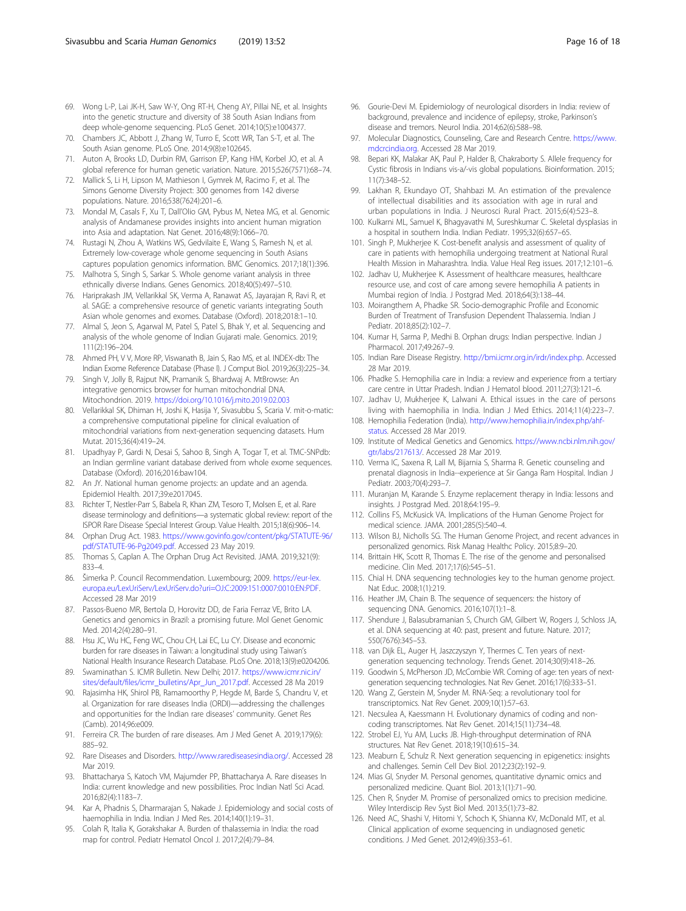69. Wong L-P, Lai JK-H, Saw W-Y, Ong RT-H, Cheng AY, Pillai NE, et al. Insights into the genetic structure and diversity of 38 South Asian Indians from deep whole-genome sequencing. PLoS Genet. 2014;10(5):e1004377.
70. Chambers JC, Abbott J, Zhang W, Turro E, Scott WR, Tan S-T, et al. The South Asian genome. PLoS One. 2014;9(8):e102645.
71. Auton A, Brooks LD, Durbin RM, Garrison EP, Kang HM, Korbel JO, et al. A global reference for human genetic variation. Nature. 2015;526(7571):68–74.
72. Mallick S, Li H, Lipson M, Mathieson I, Gymrek M, Racimo F, et al. The Simons Genome Diversity Project: 300 genomes from 142 diverse populations. Nature. 2016;538(7624):201–6.
73. Mondal M, Casals F, Xu T, Dall'Olio GM, Pybus M, Netea MG, et al. Genomic analysis of Andamanese provides insights into ancient human migration into Asia and adaptation. Nat Genet. 2016;48(9):1066–70.
74. Rustagi N, Zhou A, Watkins WS, Gedvilaite E, Wang S, Ramesh N, et al. Extremely low-coverage whole genome sequencing in South Asians captures population genomics information. BMC Genomics. 2017;18(1):396.
75. Malhotra S, Singh S, Sarkar S. Whole genome variant analysis in three ethnically diverse Indians. Genes Genomics. 2018;40(5):497–510.
76. Hariprakash JM, Vellarikkal SK, Verma A, Ranawat AS, Jayarajan R, Ravi R, et al. SAGE: a comprehensive resource of genetic variants integrating South Asian whole genomes and exomes. Database (Oxford). 2018;2018:1–10.
77. Almal S, Jeon S, Agarwal M, Patel S, Patel S, Bhak Y, et al. Sequencing and analysis of the whole genome of Indian Gujarati male. Genomics. 2019; 111(2):196–204.
78. Ahmed PH, V V, More RP, Viswanath B, Jain S, Rao MS, et al. INDEX-db: The Indian Exome Reference Database (Phase I). J Comput Biol. 2019;26(3):225–34.
79. Singh V, Jolly B, Rajput NK, Pramanik S, Bhardwaj A. MtBrowse: An integrative genomics browser for human mitochondrial DNA. Mitochondrion. 2019. https://doi.org/10.1016/j.mito.2019.02.003
80. Vellarikkal SK, Dhiman H, Joshi K, Hasija Y, Sivasubbu S, Scaria V. mit-o-matic: a comprehensive computational pipeline for clinical evaluation of mitochondrial variations from next-generation sequencing datasets. Hum Mutat. 2015;36(4):419–24.
81. Upadhyay P, Gardi N, Desai S, Sahoo B, Singh A, Togar T, et al. TMC-SNPdb: an Indian germline variant database derived from whole exome sequences. Database (Oxford). 2016;2016:baw104.
82. An JY. National human genome projects: an update and an agenda. Epidemiol Health. 2017;39:e2017045.
83. Richter T, Nestler-Parr S, Babela R, Khan ZM, Tesoro T, Molsen E, et al. Rare disease terminology and definitions—a systematic global review: report of the ISPOR Rare Disease Special Interest Group. Value Health. 2015;18(6):906–14.
84. Orphan Drug Act. 1983. https://www.govinfo.gov/content/pkg/STATUTE-96/pdf/STATUTE-96-Pg2049.pdf. Accessed 23 May 2019.
85. Thomas S, Caplan A. The Orphan Drug Act Revisited. JAMA. 2019;321(9): 833–4.
86. Šimerka P. Council Recommendation. Luxembourg; 2009. https://eur-lex.europa.eu/LexUriServ/LexUriServ.do?uri=OJ:C:2009:151:0007:0010:EN:PDF. Accessed 28 Mar 2019
87. Passos-Bueno MR, Bertola D, Horovitz DD, de Faria Ferraz VE, Brito LA. Genetics and genomics in Brazil: a promising future. Mol Genet Genomic Med. 2014;2(4):280–91.
88. Hsu JC, Wu HC, Feng WC, Chou CH, Lai EC, Lu CY. Disease and economic burden for rare diseases in Taiwan: a longitudinal study using Taiwan's National Health Insurance Research Database. PLoS One. 2018;13(9):e0204206.
89. Swaminathan S. ICMR Bulletin. New Delhi; 2017. https://www.icmr.nic.in/sites/default/files/icmr_bulletins/Apr_Jun_2017.pdf. Accessed 28 Ma 2019
90. Rajasimha HK, Shirol PB, Ramamoorthy P, Hegde M, Barde S, Chandru V, et al. Organization for rare diseases India (ORDI)—addressing the challenges and opportunities for the Indian rare diseases' community. Genet Res (Camb). 2014;96:e009.
91. Ferreira CR. The burden of rare diseases. Am J Med Genet A. 2019;179(6): 885–92.
92. Rare Diseases and Disorders. http://www.rarediseasesindia.org/. Accessed 28 Mar 2019.
93. Bhattacharya S, Katoch VM, Majumder PP, Bhattacharya A. Rare diseases In India: current knowledge and new possibilities. Proc Indian Natl Sci Acad. 2016;82(4):1183–7.
94. Kar A, Phadnis S, Dharmarajan S, Nakade J. Epidemiology and social costs of haemophilia in India. Indian J Med Res. 2014;140(1):19–31.
95. Colah R, Italia K, Gorakshakar A. Burden of thalassemia in India: the road map for control. Pediatr Hematol Oncol J. 2017;2(4):79–84.
96. Gourie-Devi M. Epidemiology of neurological disorders in India: review of background, prevalence and incidence of epilepsy, stroke, Parkinson's disease and tremors. Neurol India. 2014;62(6):588–98.
97. Molecular Diagnostics, Counseling, Care and Research Centre. https://www.mdcrcindia.org. Accessed 28 Mar 2019.
98. Bepari KK, Malakar AK, Paul P, Halder B, Chakraborty S. Allele frequency for Cystic fibrosis in Indians vis-a/-vis global populations. Bioinformation. 2015; 11(7):348–52.
99. Lakhan R, Ekundayo OT, Shahbazi M. An estimation of the prevalence of intellectual disabilities and its association with age in rural and urban populations in India. J Neurosci Rural Pract. 2015;6(4):523–8.
100. Kulkarni ML, Samuel K, Bhagyavathi M, Sureshkumar C. Skeletal dysplasias in a hospital in southern India. Indian Pediatr. 1995;32(6):657–65.
101. Singh P, Mukherjee K. Cost-benefit analysis and assessment of quality of care in patients with hemophilia undergoing treatment at National Rural Health Mission in Maharashtra. India. Value Heal Reg issues. 2017;12:101–6.
102. Jadhav U, Mukherjee K. Assessment of healthcare measures, healthcare resource use, and cost of care among severe hemophilia A patients in Mumbai region of India. J Postgrad Med. 2018;64(3):138–44.
103. Moirangthem A, Phadke SR. Socio-demographic Profile and Economic Burden of Treatment of Transfusion Dependent Thalassemia. Indian J Pediatr. 2018;85(2):102–7.
104. Kumar H, Sarma P, Medhi B. Orphan drugs: Indian perspective. Indian J Pharmacol. 2017;49:267–9.
105. Indian Rare Disease Registry. http://bmi.icmr.org.in/irdr/index.php. Accessed 28 Mar 2019.
106. Phadke S. Hemophilia care in India: a review and experience from a tertiary care centre in Uttar Pradesh. Indian J Hematol blood. 2011;27(3):121–6.
107. Jadhav U, Mukherjee K, Lalwani A. Ethical issues in the care of persons living with haemophilia in India. Indian J Med Ethics. 2014;11(4):223–7.
108. Hemophilia Federation (India). http://www.hemophilia.in/index.php/ahf-status. Accessed 28 Mar 2019.
109. Institute of Medical Genetics and Genomics. https://www.ncbi.nlm.nih.gov/gtr/labs/217613/. Accessed 28 Mar 2019.
110. Verma IC, Saxena R, Lall M, Bijarnia S, Sharma R. Genetic counseling and prenatal diagnosis in India--experience at Sir Ganga Ram Hospital. Indian J Pediatr. 2003;70(4):293–7.
111. Muranjan M, Karande S. Enzyme replacement therapy in India: lessons and insights. J Postgrad Med. 2018;64:195–9.
112. Collins FS, McKusick VA. Implications of the Human Genome Project for medical science. JAMA. 2001;285(5):540–4.
113. Wilson BJ, Nicholls SG. The Human Genome Project, and recent advances in personalized genomics. Risk Manag Healthc Policy. 2015;8:9–20.
114. Brittain HK, Scott R, Thomas E. The rise of the genome and personalised medicine. Clin Med. 2017;17(6):545–51.
115. Chial H. DNA sequencing technologies key to the human genome project. Nat Educ. 2008;1(1):219.
116. Heather JM, Chain B. The sequence of sequencers: the history of sequencing DNA. Genomics. 2016;107(1):1–8.
117. Shendure J, Balasubramanian S, Church GM, Gilbert W, Rogers J, Schloss JA, et al. DNA sequencing at 40: past, present and future. Nature. 2017; 550(7676):345–53.
118. van Dijk EL, Auger H, Jaszczyszyn Y, Thermes C. Ten years of next-generation sequencing technology. Trends Genet. 2014;30(9):418–26.
119. Goodwin S, McPherson JD, McCombie WR. Coming of age: ten years of next-generation sequencing technologies. Nat Rev Genet. 2016;17(6):333–51.
120. Wang Z, Gerstein M, Snyder M. RNA-Seq: a revolutionary tool for transcriptomics. Nat Rev Genet. 2009;10(1):57–63.
121. Necsulea A, Kaessmann H. Evolutionary dynamics of coding and non-coding transcriptomes. Nat Rev Genet. 2014;15(11):734–48.
122. Strobel EJ, Yu AM, Lucks JB. High-throughput determination of RNA structures. Nat Rev Genet. 2018;19(10):615–34.
123. Meaburn E, Schulz R. Next generation sequencing in epigenetics: insights and challenges. Semin Cell Dev Biol. 2012;23(2):192–9.
124. Mias GI, Snyder M. Personal genomes, quantitative dynamic omics and personalized medicine. Quant Biol. 2013;1(1):71–90.
125. Chen R, Snyder M. Promise of personalized omics to precision medicine. Wiley Interdiscip Rev Syst Biol Med. 2013;5(1):73–82.
126. Need AC, Shashi V, Hitomi Y, Schoch K, Shianna KV, McDonald MT, et al. Clinical application of exome sequencing in undiagnosed genetic conditions. J Med Genet. 2012;49(6):353–61.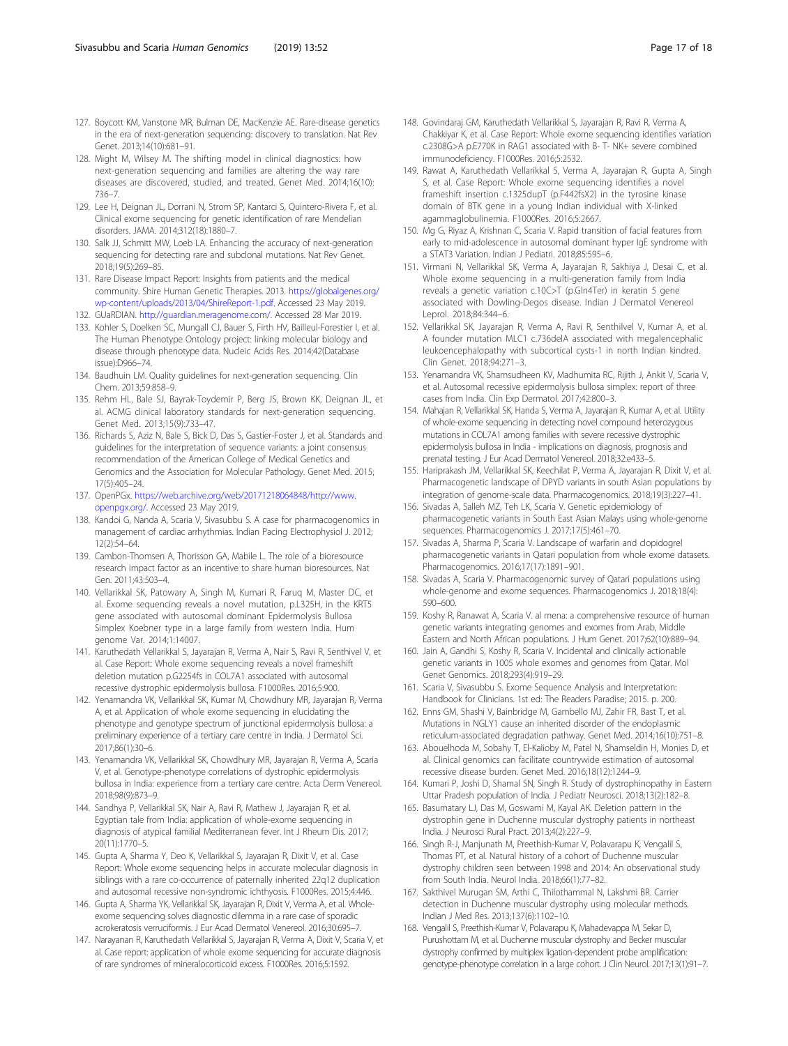127. Boycott KM, Vanstone MR, Bulman DE, MacKenzie AE. Rare-disease genetics in the era of next-generation sequencing: discovery to translation. Nat Rev Genet. 2013;14(10):681–91.
128. Might M, Wilsey M. The shifting model in clinical diagnostics: how next-generation sequencing and families are altering the way rare diseases are discovered, studied, and treated. Genet Med. 2014;16(10): 736–7.
129. Lee H, Deignan JL, Dorrani N, Strom SP, Kantarci S, Quintero-Rivera F, et al. Clinical exome sequencing for genetic identification of rare Mendelian disorders. JAMA. 2014;312(18):1880–7.
130. Salk JJ, Schmitt MW, Loeb LA. Enhancing the accuracy of next-generation sequencing for detecting rare and subclonal mutations. Nat Rev Genet. 2018;19(5):269–85.
131. Rare Disease Impact Report: Insights from patients and the medical community. Shire Human Genetic Therapies. 2013. https://globalgenes.org/wp-content/uploads/2013/04/ShireReport-1.pdf. Accessed 23 May 2019.
132. GUaRDIAN. http://guardian.meragenome.com/. Accessed 28 Mar 2019.
133. Kohler S, Doelken SC, Mungall CJ, Bauer S, Firth HV, Bailleul-Forestier I, et al. The Human Phenotype Ontology project: linking molecular biology and disease through phenotype data. Nucleic Acids Res. 2014;42(Database issue):D966–74.
134. Baudhuin LM. Quality guidelines for next-generation sequencing. Clin Chem. 2013;59:858–9.
135. Rehm HL, Bale SJ, Bayrak-Toydemir P, Berg JS, Brown KK, Deignan JL, et al. ACMG clinical laboratory standards for next-generation sequencing. Genet Med. 2013;15(9):733–47.
136. Richards S, Aziz N, Bale S, Bick D, Das S, Gastier-Foster J, et al. Standards and guidelines for the interpretation of sequence variants: a joint consensus recommendation of the American College of Medical Genetics and Genomics and the Association for Molecular Pathology. Genet Med. 2015; 17(5):405–24.
137. OpenPGx. https://web.archive.org/web/20171218064848/http://www.openpgx.org/. Accessed 23 May 2019.
138. Kandoi G, Nanda A, Scaria V, Sivasubbu S. A case for pharmacogenomics in management of cardiac arrhythmias. Indian Pacing Electrophysiol J. 2012; 12(2):54–64.
139. Cambon-Thomsen A, Thorisson GA, Mabile L. The role of a bioresource research impact factor as an incentive to share human bioresources. Nat Gen. 2011;43:503–4.
140. Vellarikkal SK, Patowary A, Singh M, Kumari R, Faruq M, Master DC, et al. Exome sequencing reveals a novel mutation, p.L325H, in the KRT5 gene associated with autosomal dominant Epidermolysis Bullosa Simplex Koebner type in a large family from western India. Hum genome Var. 2014;1:14007.
141. Karuthedath Vellarikkal S, Jayarajan R, Verma A, Nair S, Ravi R, Senthivel V, et al. Case Report: Whole exome sequencing reveals a novel frameshift deletion mutation p.G2254fs in COL7A1 associated with autosomal recessive dystrophic epidermolysis bullosa. F1000Res. 2016;5:900.
142. Yenamandra VK, Vellarikkal SK, Kumar M, Chowdhury MR, Jayarajan R, Verma A, et al. Application of whole exome sequencing in elucidating the phenotype and genotype spectrum of junctional epidermolysis bullosa: a preliminary experience of a tertiary care centre in India. J Dermatol Sci. 2017;86(1):30–6.
143. Yenamandra VK, Vellarikkal SK, Chowdhury MR, Jayarajan R, Verma A, Scaria V, et al. Genotype-phenotype correlations of dystrophic epidermolysis bullosa in India: experience from a tertiary care centre. Acta Derm Venereol. 2018;98(9):873–9.
144. Sandhya P, Vellarikkal SK, Nair A, Ravi R, Mathew J, Jayarajan R, et al. Egyptian tale from India: application of whole-exome sequencing in diagnosis of atypical familial Mediterranean fever. Int J Rheum Dis. 2017; 20(11):1770–5.
145. Gupta A, Sharma Y, Deo K, Vellarikkal S, Jayarajan R, Dixit V, et al. Case Report: Whole exome sequencing helps in accurate molecular diagnosis in siblings with a rare co-occurrence of paternally inherited 22q12 duplication and autosomal recessive non-syndromic ichthyosis. F1000Res. 2015;4:446.
146. Gupta A, Sharma YK, Vellarikkal SK, Jayarajan R, Dixit V, Verma A, et al. Whole-exome sequencing solves diagnostic dilemma in a rare case of sporadic acrokeratosis verruciformis. J Eur Acad Dermatol Venereol. 2016;30:695–7.
147. Narayanan R, Karuthedath Vellarikkal S, Jayarajan R, Verma A, Dixit V, Scaria V, et al. Case report: application of whole exome sequencing for accurate diagnosis of rare syndromes of mineralocorticoid excess. F1000Res. 2016;5:1592.
148. Govindaraj GM, Karuthedath Vellarikkal S, Jayarajan R, Ravi R, Verma A, Chakkiyar K, et al. Case Report: Whole exome sequencing identifies variation c.2308G>A p.E770K in RAG1 associated with B- T- NK+ severe combined immunodeficiency. F1000Res. 2016;5:2532.
149. Rawat A, Karuthedath Vellarikkal S, Verma A, Jayarajan R, Gupta A, Singh S, et al. Case Report: Whole exome sequencing identifies a novel frameshift insertion c.1325dupT (p.F442fsX2) in the tyrosine kinase domain of BTK gene in a young Indian individual with X-linked agammaglobulinemia. F1000Res. 2016;5:2667.
150. Mg G, Riyaz A, Krishnan C, Scaria V. Rapid transition of facial features from early to mid-adolescence in autosomal dominant hyper IgE syndrome with a STAT3 Variation. Indian J Pediatri. 2018;85:595–6.
151. Virmani N, Vellarikkal SK, Verma A, Jayarajan R, Sakhiya J, Desai C, et al. Whole exome sequencing in a multi-generation family from India reveals a genetic variation c.10C>T (p.Gln4Ter) in keratin 5 gene associated with Dowling-Degos disease. Indian J Dermatol Venereol Leprol. 2018;84:344–6.
152. Vellarikkal SK, Jayarajan R, Verma A, Ravi R, Senthilvel V, Kumar A, et al. A founder mutation MLC1 c.736delA associated with megalencephalic leukoencephalopathy with subcortical cysts-1 in north Indian kindred. Clin Genet. 2018;94:271–3.
153. Yenamandra VK, Shamsudheen KV, Madhumita RC, Rijith J, Ankit V, Scaria V, et al. Autosomal recessive epidermolysis bullosa simplex: report of three cases from India. Clin Exp Dermatol. 2017;42:800–3.
154. Mahajan R, Vellarikkal SK, Handa S, Verma A, Jayarajan R, Kumar A, et al. Utility of whole-exome sequencing in detecting novel compound heterozygous mutations in COL7A1 among families with severe recessive dystrophic epidermolysis bullosa in India - implications on diagnosis, prognosis and prenatal testing. J Eur Acad Dermatol Venereol. 2018;32:e433–5.
155. Hariprakash JM, Vellarikkal SK, Keechilat P, Verma A, Jayarajan R, Dixit V, et al. Pharmacogenetic landscape of DPYD variants in south Asian populations by integration of genome-scale data. Pharmacogenomics. 2018;19(3):227–41.
156. Sivadas A, Salleh MZ, Teh LK, Scaria V. Genetic epidemiology of pharmacogenetic variants in South East Asian Malays using whole-genome sequences. Pharmacogenomics J. 2017;17(5):461–70.
157. Sivadas A, Sharma P, Scaria V. Landscape of warfarin and clopidogrel pharmacogenetic variants in Qatari population from whole exome datasets. Pharmacogenomics. 2016;17(17):1891–901.
158. Sivadas A, Scaria V. Pharmacogenomic survey of Qatari populations using whole-genome and exome sequences. Pharmacogenomics J. 2018;18(4): 590–600.
159. Koshy R, Ranawat A, Scaria V. al mena: a comprehensive resource of human genetic variants integrating genomes and exomes from Arab, Middle Eastern and North African populations. J Hum Genet. 2017;62(10):889–94.
160. Jain A, Gandhi S, Koshy R, Scaria V. Incidental and clinically actionable genetic variants in 1005 whole exomes and genomes from Qatar. Mol Genet Genomics. 2018;293(4):919–29.
161. Scaria V, Sivasubbu S. Exome Sequence Analysis and Interpretation: Handbook for Clinicians. 1st ed: The Readers Paradise; 2015. p. 200.
162. Enns GM, Shashi V, Bainbridge M, Gambello MJ, Zahir FR, Bast T, et al. Mutations in NGLY1 cause an inherited disorder of the endoplasmic reticulum-associated degradation pathway. Genet Med. 2014;16(10):751–8.
163. Abouelhoda M, Sobahy T, El-Kalioby M, Patel N, Shamseldin H, Monies D, et al. Clinical genomics can facilitate countrywide estimation of autosomal recessive disease burden. Genet Med. 2016;18(12):1244–9.
164. Kumari P, Joshi D, Shamal SN, Singh R. Study of dystrophinopathy in Eastern Uttar Pradesh population of India. J Pediatr Neurosci. 2018;13(2):182–8.
165. Basumatary LJ, Das M, Goswami M, Kayal AK. Deletion pattern in the dystrophin gene in Duchenne muscular dystrophy patients in northeast India. J Neurosci Rural Pract. 2013;4(2):227–9.
166. Singh R-J, Manjunath M, Preethish-Kumar V, Polavarapu K, Vengalil S, Thomas PT, et al. Natural history of a cohort of Duchenne muscular dystrophy children seen between 1998 and 2014: An observational study from South India. Neurol India. 2018;66(1):77–82.
167. Sakthivel Murugan SM, Arthi C, Thilothammal N, Lakshmi BR. Carrier detection in Duchenne muscular dystrophy using molecular methods. Indian J Med Res. 2013;137(6):1102–10.
168. Vengalil S, Preethish-Kumar V, Polavarapu K, Mahadevappa M, Sekar D, Purushottam M, et al. Duchenne muscular dystrophy and Becker muscular dystrophy confirmed by multiplex ligation-dependent probe amplification: genotype-phenotype correlation in a large cohort. J Clin Neurol. 2017;13(1):91–7.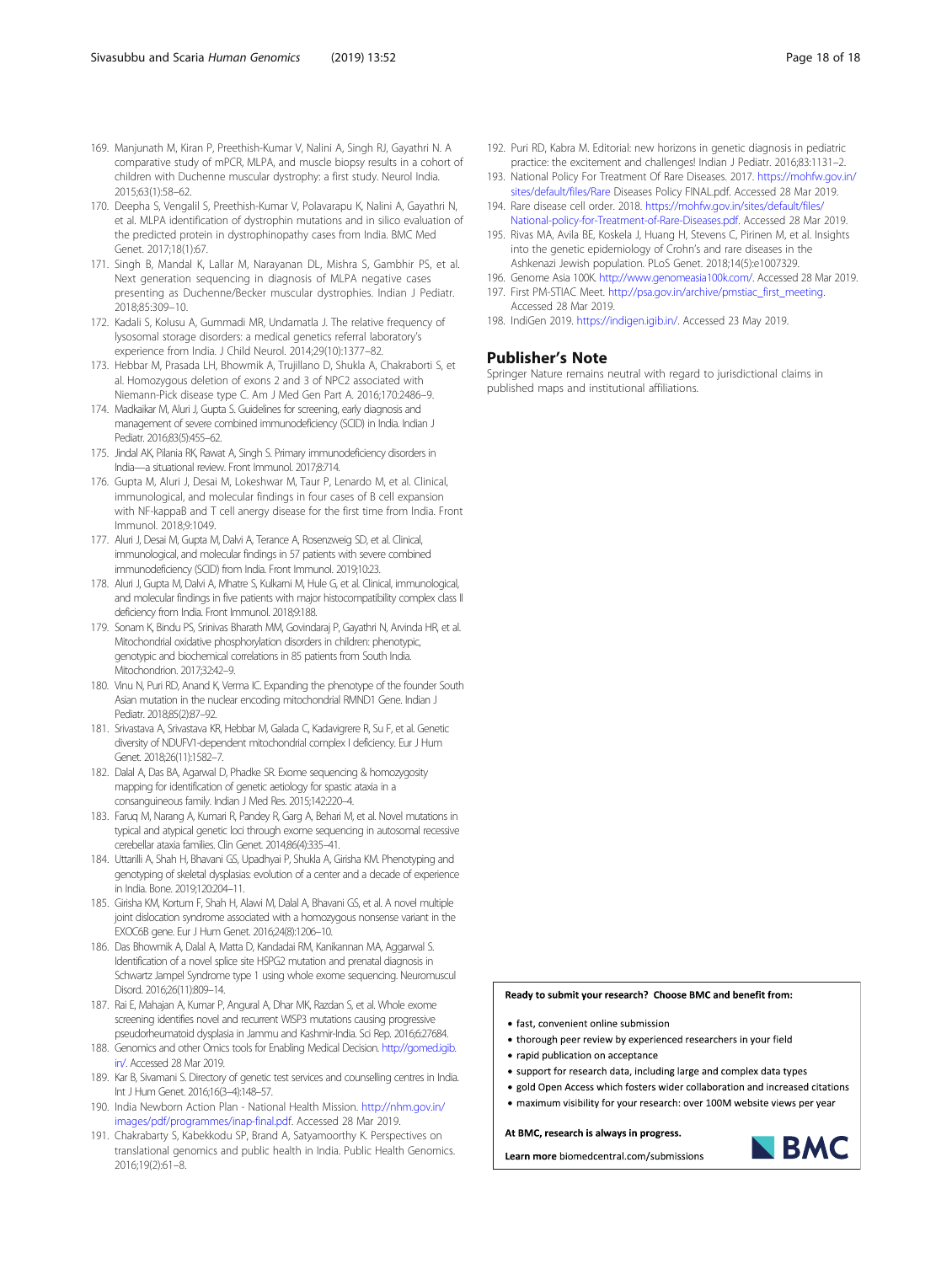169. Manjunath M, Kiran P, Preethish-Kumar V, Nalini A, Singh RJ, Gayathri N. A comparative study of mPCR, MLPA, and muscle biopsy results in a cohort of children with Duchenne muscular dystrophy: a first study. Neurol India. 2015;63(1):58–62.
170. Deepha S, Vengalil S, Preethish-Kumar V, Polavarapu K, Nalini A, Gayathri N, et al. MLPA identification of dystrophin mutations and in silico evaluation of the predicted protein in dystrophinopathy cases from India. BMC Med Genet. 2017;18(1):67.
171. Singh B, Mandal K, Lallar M, Narayanan DL, Mishra S, Gambhir PS, et al. Next generation sequencing in diagnosis of MLPA negative cases presenting as Duchenne/Becker muscular dystrophies. Indian J Pediatr. 2018;85:309–10.
172. Kadali S, Kolusu A, Gummadi MR, Undamatla J. The relative frequency of lysosomal storage disorders: a medical genetics referral laboratory's experience from India. J Child Neurol. 2014;29(10):1377–82.
173. Hebbar M, Prasada LH, Bhowmik A, Trujillano D, Shukla A, Chakraborti S, et al. Homozygous deletion of exons 2 and 3 of NPC2 associated with Niemann-Pick disease type C. Am J Med Gen Part A. 2016;170:2486–9.
174. Madkaikar M, Aluri J, Gupta S. Guidelines for screening, early diagnosis and management of severe combined immunodeficiency (SCID) in India. Indian J Pediatr. 2016;83(5):455–62.
175. Jindal AK, Pilania RK, Rawat A, Singh S. Primary immunodeficiency disorders in India—a situational review. Front Immunol. 2017;8:714.
176. Gupta M, Aluri J, Desai M, Lokeshwar M, Taur P, Lenardo M, et al. Clinical, immunological, and molecular findings in four cases of B cell expansion with NF-kappaB and T cell anergy disease for the first time from India. Front Immunol. 2018;9:1049.
177. Aluri J, Desai M, Gupta M, Dalvi A, Terance A, Rosenzweig SD, et al. Clinical, immunological, and molecular findings in 57 patients with severe combined immunodeficiency (SCID) from India. Front Immunol. 2019;10:23.
178. Aluri J, Gupta M, Dalvi A, Mhatre S, Kulkarni M, Hule G, et al. Clinical, immunological, and molecular findings in five patients with major histocompatibility complex class II deficiency from India. Front Immunol. 2018;9:188.
179. Sonam K, Bindu PS, Srinivas Bharath MM, Govindaraj P, Gayathri N, Arvinda HR, et al. Mitochondrial oxidative phosphorylation disorders in children: phenotypic, genotypic and biochemical correlations in 85 patients from South India. Mitochondrion. 2017;32:42–9.
180. Vinu N, Puri RD, Anand K, Verma IC. Expanding the phenotype of the founder South Asian mutation in the nuclear encoding mitochondrial RMND1 Gene. Indian J Pediatr. 2018;85(2):87–92.
181. Srivastava A, Srivastava KR, Hebbar M, Galada C, Kadavigrere R, Su F, et al. Genetic diversity of NDUFV1-dependent mitochondrial complex I deficiency. Eur J Hum Genet. 2018;26(11):1582–7.
182. Dalal A, Das BA, Agarwal D, Phadke SR. Exome sequencing & homozygosity mapping for identification of genetic aetiology for spastic ataxia in a consanguineous family. Indian J Med Res. 2015;142:220–4.
183. Faruq M, Narang A, Kumari R, Pandey R, Garg A, Behari M, et al. Novel mutations in typical and atypical genetic loci through exome sequencing in autosomal recessive cerebellar ataxia families. Clin Genet. 2014;86(4):335–41.
184. Uttarilli A, Shah H, Bhavani GS, Upadhyai P, Shukla A, Girisha KM. Phenotyping and genotyping of skeletal dysplasias: evolution of a center and a decade of experience in India. Bone. 2019;120:204–11.
185. Girisha KM, Kortum F, Shah H, Alawi M, Dalal A, Bhavani GS, et al. A novel multiple joint dislocation syndrome associated with a homozygous nonsense variant in the EXOC6B gene. Eur J Hum Genet. 2016;24(8):1206–10.
186. Das Bhowmik A, Dalal A, Matta D, Kandadai RM, Kanikannan MA, Aggarwal S. Identification of a novel splice site HSPG2 mutation and prenatal diagnosis in Schwartz Jampel Syndrome type 1 using whole exome sequencing. Neuromuscul Disord. 2016;26(11):809–14.
187. Rai E, Mahajan A, Kumar P, Angural A, Dhar MK, Razdan S, et al. Whole exome screening identifies novel and recurrent WISP3 mutations causing progressive pseudorheumatoid dysplasia in Jammu and Kashmir-India. Sci Rep. 2016;6:27684.
188. Genomics and other Omics tools for Enabling Medical Decision. http://gomed.igib.in/. Accessed 28 Mar 2019.
189. Kar B, Sivamani S. Directory of genetic test services and counselling centres in India. Int J Hum Genet. 2016;16(3–4):148–57.
190. India Newborn Action Plan - National Health Mission. http://nhm.gov.in/images/pdf/programmes/inap-final.pdf. Accessed 28 Mar 2019.
191. Chakrabarty S, Kabekkodu SP, Brand A, Satyamoorthy K. Perspectives on translational genomics and public health in India. Public Health Genomics. 2016;19(2):61–8.
192. Puri RD, Kabra M. Editorial: new horizons in genetic diagnosis in pediatric practice: the excitement and challenges! Indian J Pediatr. 2016;83:1131–2.
193. National Policy For Treatment Of Rare Diseases. 2017. https://mohfw.gov.in/sites/default/files/Rare Diseases Policy FINAL.pdf. Accessed 28 Mar 2019.
194. Rare disease cell order. 2018. https://mohfw.gov.in/sites/default/files/National-policy-for-Treatment-of-Rare-Diseases.pdf. Accessed 28 Mar 2019.
195. Rivas MA, Avila BE, Koskela J, Huang H, Stevens C, Pirinen M, et al. Insights into the genetic epidemiology of Crohn's and rare diseases in the Ashkenazi Jewish population. PLoS Genet. 2018;14(5):e1007329.
196. Genome Asia 100K. http://www.genomeasia100k.com/. Accessed 28 Mar 2019.
197. First PM-STIAC Meet. http://psa.gov.in/archive/pmstiac_first_meeting. Accessed 28 Mar 2019.
198. IndiGen 2019. https://indigen.igib.in/. Accessed 23 May 2019.

## Publisher's Note

Springer Nature remains neutral with regard to jurisdictional claims in published maps and institutional affiliations.

**Ready to submit your research? Choose BMC and benefit from:**

- fast, convenient online submission
- thorough peer review by experienced researchers in your field
- rapid publication on acceptance
- support for research data, including large and complex data types
- gold Open Access which fosters wider collaboration and increased citations
- maximum visibility for your research: over 100M website views per year

**At BMC, research is always in progress.**

**Learn more** biomedcentral.com/submissions

BMC